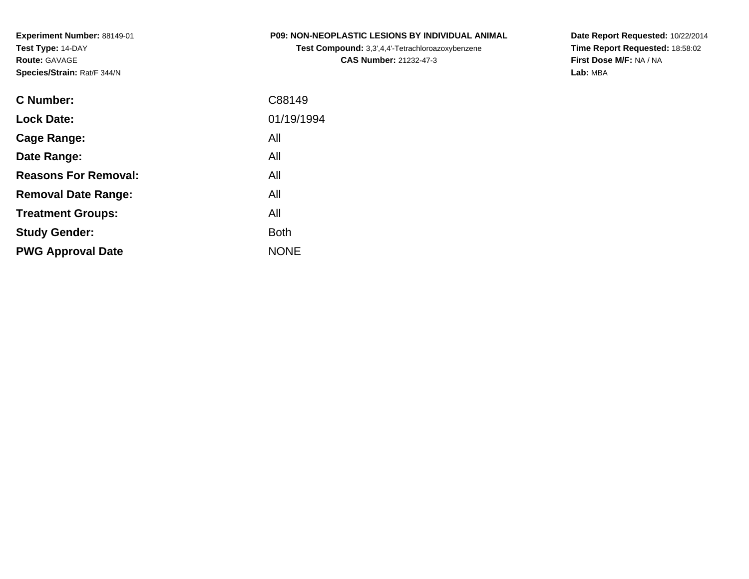**Experiment Number:** 88149-01
**Test Type:** 14-DAY
**Route:** GAVAGE
**Species/Strain:** Rat/F 344/N

**P09: NON-NEOPLASTIC LESIONS BY INDIVIDUAL ANIMAL**
**Test Compound:** 3,3',4,4'-Tetrachloroazoxybenzene
**CAS Number:** 21232-47-3

**Date Report Requested:** 10/22/2014
**Time Report Requested:** 18:58:02
**First Dose M/F:** NA / NA
**Lab:** MBA

| | |
|---|---|
| **C Number:** | C88149 |
| **Lock Date:** | 01/19/1994 |
| **Cage Range:** | All |
| **Date Range:** | All |
| **Reasons For Removal:** | All |
| **Removal Date Range:** | All |
| **Treatment Groups:** | All |
| **Study Gender:** | Both |
| **PWG Approval Date** | NONE |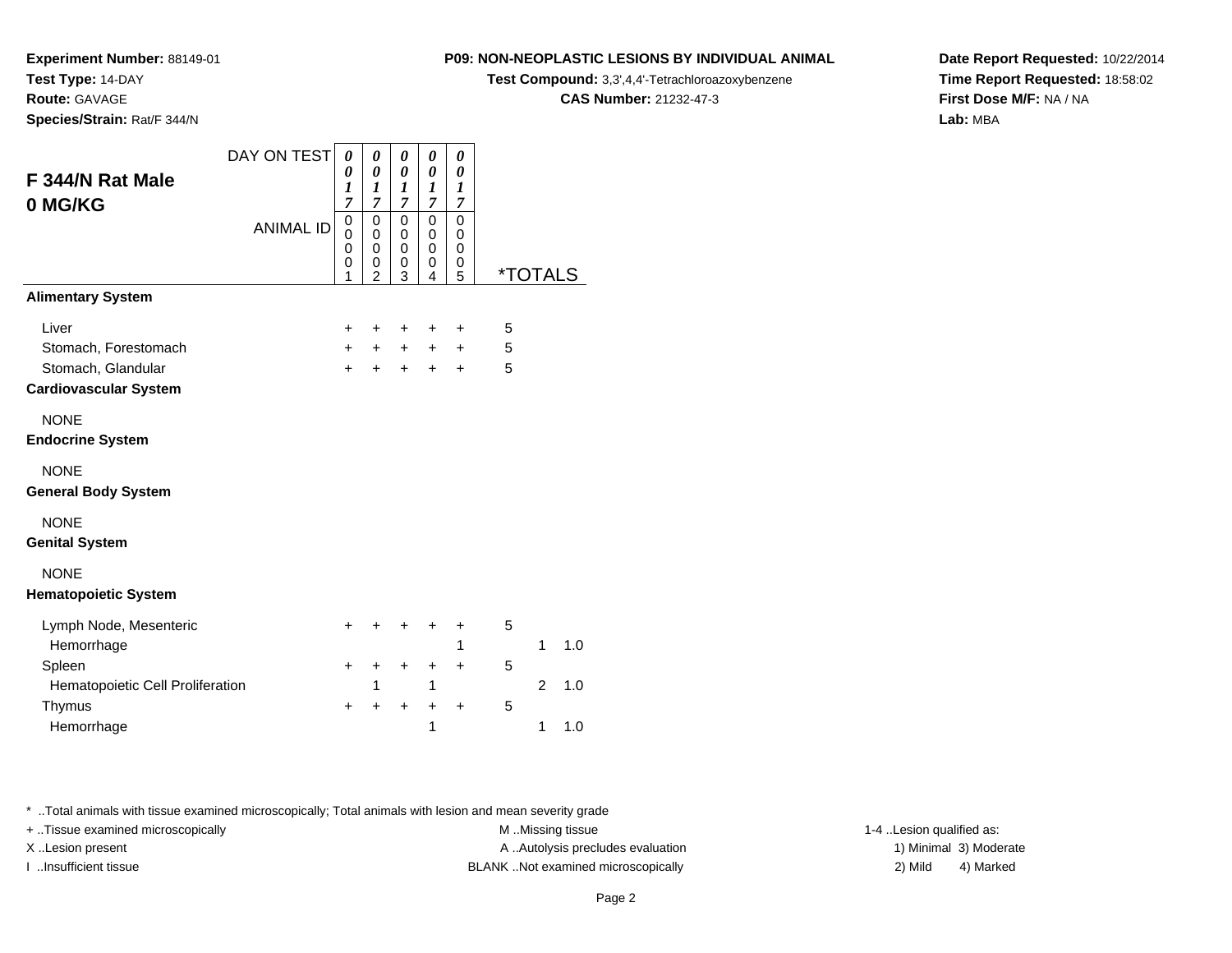**Experiment Number:** 88149-01
**Test Type:** 14-DAY
**Route:** GAVAGE
**Species/Strain:** Rat/F 344/N

**P09: NON-NEOPLASTIC LESIONS BY INDIVIDUAL ANIMAL**
**Test Compound:** 3,3',4,4'-Tetrachloroazoxybenzene
**CAS Number:** 21232-47-3

**Date Report Requested:** 10/22/2014
**Time Report Requested:** 18:58:02
**First Dose M/F:** NA / NA
**Lab:** MBA

## F 344/N Rat Male
## 0 MG/KG

| DAY ON TEST | 0017 | 0017 | 0017 | 0017 | 0017 | | |
|---|---|---|---|---|---|---|---|
| ANIMAL ID | 00001 | 00002 | 00003 | 00004 | 00005 | *TOTALS | |
| **Alimentary System** | | | | | | | |
| Liver | + | + | + | + | + | 5 | |
| Stomach, Forestomach | + | + | + | + | + | 5 | |
| Stomach, Glandular | + | + | + | + | + | 5 | |
| **Cardiovascular System** | | | | | | | |
| NONE | | | | | | | |
| **Endocrine System** | | | | | | | |
| NONE | | | | | | | |
| **General Body System** | | | | | | | |
| NONE | | | | | | | |
| **Genital System** | | | | | | | |
| NONE | | | | | | | |
| **Hematopoietic System** | | | | | | | |
| Lymph Node, Mesenteric | + | + | + | + | + | 5 | |
| Hemorrhage | | | | | 1 | 1 | 1.0 |
| Spleen | + | + | + | + | + | 5 | |
| Hematopoietic Cell Proliferation | | 1 | | 1 | | 2 | 1.0 |
| Thymus | + | + | + | + | + | 5 | |
| Hemorrhage | | | | 1 | | 1 | 1.0 |

* ..Total animals with tissue examined microscopically; Total animals with lesion and mean severity grade

+ ..Tissue examined microscopically
X ..Lesion present
I ..Insufficient tissue

M ..Missing tissue
A ..Autolysis precludes evaluation
BLANK ..Not examined microscopically

1-4 ..Lesion qualified as:
1) Minimal 3) Moderate
2) Mild 4) Marked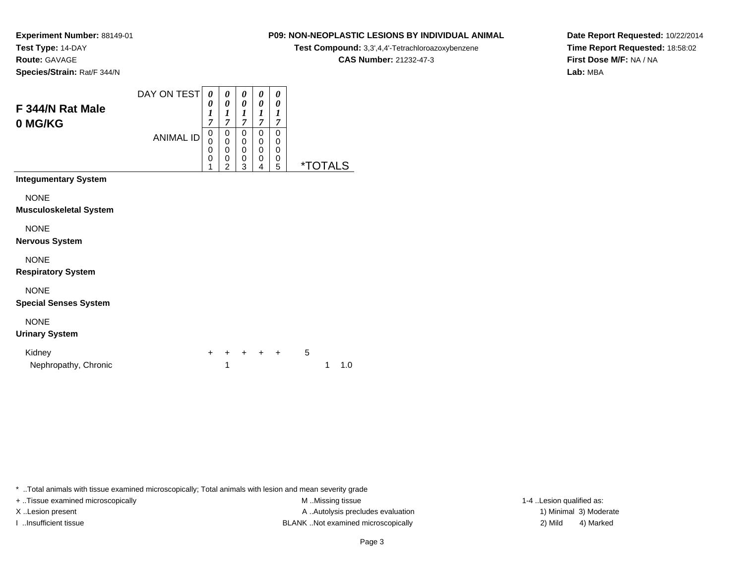**Experiment Number:** 88149-01
**Test Type:** 14-DAY
**Route:** GAVAGE
**Species/Strain:** Rat/F 344/N

**P09: NON-NEOPLASTIC LESIONS BY INDIVIDUAL ANIMAL**
**Test Compound:** 3,3',4,4'-Tetrachloroazoxybenzene
**CAS Number:** 21232-47-3

**Date Report Requested:** 10/22/2014
**Time Report Requested:** 18:58:02
**First Dose M/F:** NA / NA
**Lab:** MBA

## F 344/N Rat Male
## 0 MG/KG

| | | | | | | | |
|---|---|---|---|---|---|---|---|
| DAY ON TEST | 0017 | 0017 | 0017 | 0017 | 0017 | | |
| ANIMAL ID | 00001 | 00002 | 00003 | 00004 | 00005 | *TOTALS | |
| **Integumentary System** | | | | | | | |
| NONE | | | | | | | |
| **Musculoskeletal System** | | | | | | | |
| NONE | | | | | | | |
| **Nervous System** | | | | | | | |
| NONE | | | | | | | |
| **Respiratory System** | | | | | | | |
| NONE | | | | | | | |
| **Special Senses System** | | | | | | | |
| NONE | | | | | | | |
| **Urinary System** | | | | | | | |
| Kidney | + | + | + | + | + | 5 | |
| Nephropathy, Chronic | | 1 | | | | 1 | 1.0 |

* ..Total animals with tissue examined microscopically; Total animals with lesion and mean severity grade
+ ..Tissue examined microscopically
X ..Lesion present
I ..Insufficient tissue
M ..Missing tissue
A ..Autolysis precludes evaluation
BLANK ..Not examined microscopically
1-4 ..Lesion qualified as:
1) Minimal 2) Mild 3) Moderate 4) Marked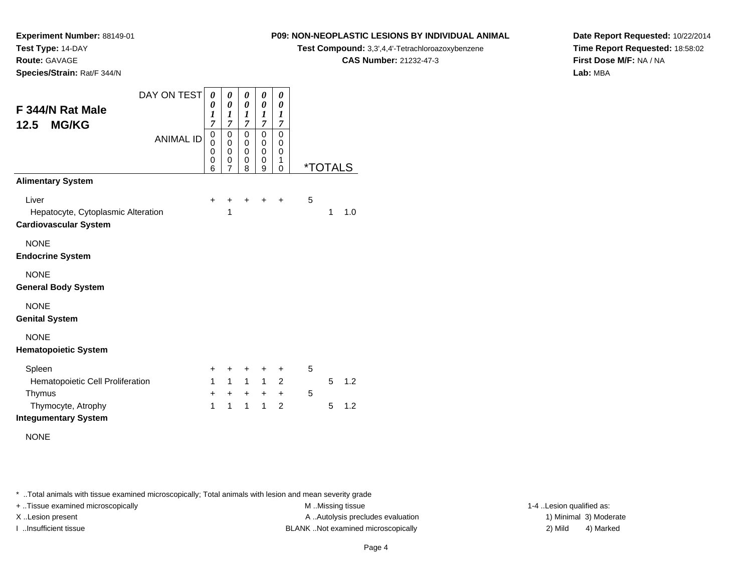**Experiment Number:** 88149-01
**Test Type:** 14-DAY
**Route:** GAVAGE
**Species/Strain:** Rat/F 344/N

**P09: NON-NEOPLASTIC LESIONS BY INDIVIDUAL ANIMAL**
**Test Compound:** 3,3',4,4'-Tetrachloroazoxybenzene
**CAS Number:** 21232-47-3

**Date Report Requested:** 10/22/2014
**Time Report Requested:** 18:58:02
**First Dose M/F:** NA / NA
**Lab:** MBA

## F 344/N Rat Male
## 12.5 MG/KG

| DAY ON TEST | 0017 | 0017 | 0017 | 0017 | 0017 | | | |
|---|---|---|---|---|---|---|---|---|
| **ANIMAL ID** | 00006 | 00007 | 00008 | 00009 | 00010 | ***TOTALS** | | |
| **Alimentary System** | | | | | | | | |
| Liver | + | + | + | + | + | 5 | | |
| Hepatocyte, Cytoplasmic Alteration | | 1 | | | | | 1 | 1.0 |
| **Cardiovascular System** | | | | | | | | |
| NONE | | | | | | | | |
| **Endocrine System** | | | | | | | | |
| NONE | | | | | | | | |
| **General Body System** | | | | | | | | |
| NONE | | | | | | | | |
| **Genital System** | | | | | | | | |
| NONE | | | | | | | | |
| **Hematopoietic System** | | | | | | | | |
| Spleen | + | + | + | + | + | 5 | | |
| Hematopoietic Cell Proliferation | 1 | 1 | 1 | 1 | 2 | | 5 | 1.2 |
| Thymus | + | + | + | + | + | 5 | | |
| Thymocyte, Atrophy | 1 | 1 | 1 | 1 | 2 | | 5 | 1.2 |
| **Integumentary System** | | | | | | | | |
| NONE | | | | | | | | |

* ..Total animals with tissue examined microscopically; Total animals with lesion and mean severity grade
+ ..Tissue examined microscopically
X ..Lesion present
I ..Insufficient tissue

M ..Missing tissue
A ..Autolysis precludes evaluation
BLANK ..Not examined microscopically

1-4 ..Lesion qualified as:
1) Minimal 3) Moderate
2) Mild 4) Marked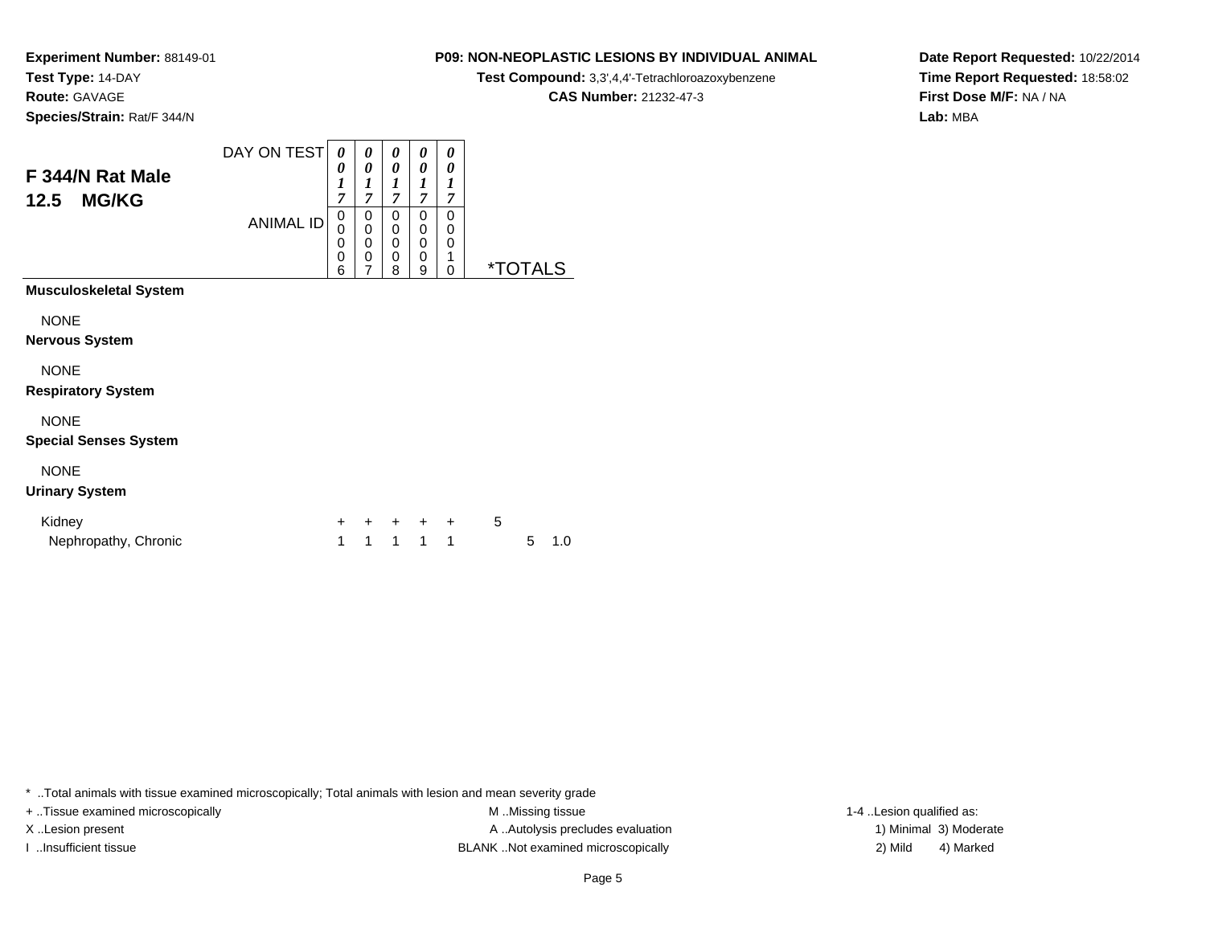**Experiment Number:** 88149-01
**Test Type:** 14-DAY
**Route:** GAVAGE
**Species/Strain:** Rat/F 344/N

**P09: NON-NEOPLASTIC LESIONS BY INDIVIDUAL ANIMAL**
**Test Compound:** 3,3',4,4'-Tetrachloroazoxybenzene
**CAS Number:** 21232-47-3

**Date Report Requested:** 10/22/2014
**Time Report Requested:** 18:58:02
**First Dose M/F:** NA / NA
**Lab:** MBA

## F 344/N Rat Male
## 12.5 MG/KG

| | | | | | | |
|---|---|---|---|---|---|---|
| DAY ON TEST | 0017 | 0017 | 0017 | 0017 | 0017 | |
| ANIMAL ID | 00006 | 00007 | 00008 | 00009 | 00010 | *TOTALS |
| **Musculoskeletal System** | | | | | | |
| NONE | | | | | | |
| **Nervous System** | | | | | | |
| NONE | | | | | | |
| **Respiratory System** | | | | | | |
| NONE | | | | | | |
| **Special Senses System** | | | | | | |
| NONE | | | | | | |
| **Urinary System** | | | | | | |
| Kidney | + | + | + | + | + | 5 |
| Nephropathy, Chronic | 1 | 1 | 1 | 1 | 1 | 5 1.0 |

* ..Total animals with tissue examined microscopically; Total animals with lesion and mean severity grade
+ ..Tissue examined microscopically
X ..Lesion present
I ..Insufficient tissue
M ..Missing tissue
A ..Autolysis precludes evaluation
BLANK ..Not examined microscopically
1-4 ..Lesion qualified as:
1) Minimal 3) Moderate
2) Mild 4) Marked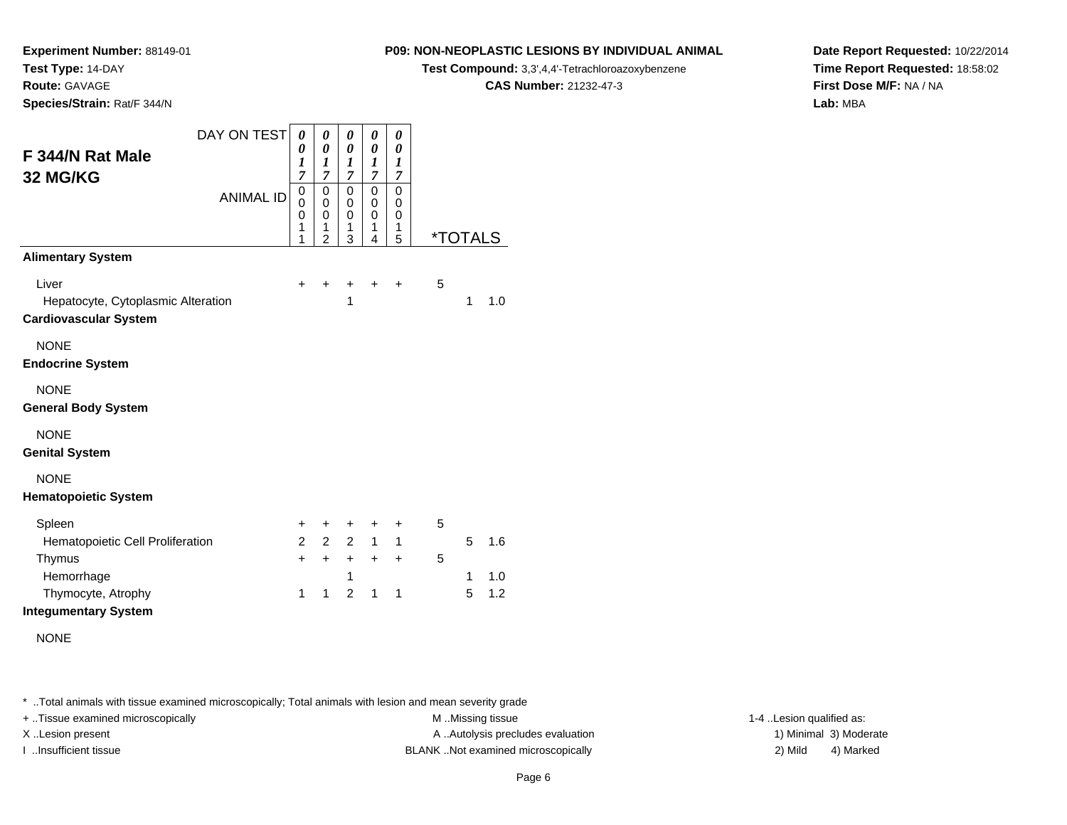**Experiment Number:** 88149-01
**Test Type:** 14-DAY
**Route:** GAVAGE
**Species/Strain:** Rat/F 344/N

**P09: NON-NEOPLASTIC LESIONS BY INDIVIDUAL ANIMAL**
**Test Compound:** 3,3',4,4'-Tetrachloroazoxybenzene
**CAS Number:** 21232-47-3

**Date Report Requested:** 10/22/2014
**Time Report Requested:** 18:58:02
**First Dose M/F:** NA / NA
**Lab:** MBA

## F 344/N Rat Male 32 MG/KG

| DAY ON TEST | 0017 | 0017 | 0017 | 0017 | 0017 | *TOTALS | | |
|---|---|---|---|---|---|---|---|---|
| ANIMAL ID | 00011 | 00012 | 00013 | 00014 | 00015 | | | |
| **Alimentary System** | | | | | | | | |
| Liver | + | + | + | + | + | 5 | | |
| Hepatocyte, Cytoplasmic Alteration | | | 1 | | | | 1 | 1.0 |
| **Cardiovascular System** | | | | | | | | |
| NONE | | | | | | | | |
| **Endocrine System** | | | | | | | | |
| NONE | | | | | | | | |
| **General Body System** | | | | | | | | |
| NONE | | | | | | | | |
| **Genital System** | | | | | | | | |
| NONE | | | | | | | | |
| **Hematopoietic System** | | | | | | | | |
| Spleen | + | + | + | + | + | 5 | | |
| Hematopoietic Cell Proliferation | 2 | 2 | 2 | 1 | 1 | | 5 | 1.6 |
| Thymus | + | + | + | + | + | 5 | | |
| Hemorrhage | | | 1 | | | | 1 | 1.0 |
| Thymocyte, Atrophy | 1 | 1 | 2 | 1 | 1 | | 5 | 1.2 |
| **Integumentary System** | | | | | | | | |
| NONE | | | | | | | | |

* ..Total animals with tissue examined microscopically; Total animals with lesion and mean severity grade
+ ..Tissue examined microscopically
X ..Lesion present
I ..Insufficient tissue

M ..Missing tissue
A ..Autolysis precludes evaluation
BLANK ..Not examined microscopically

1-4 ..Lesion qualified as:
1) Minimal 3) Moderate
2) Mild 4) Marked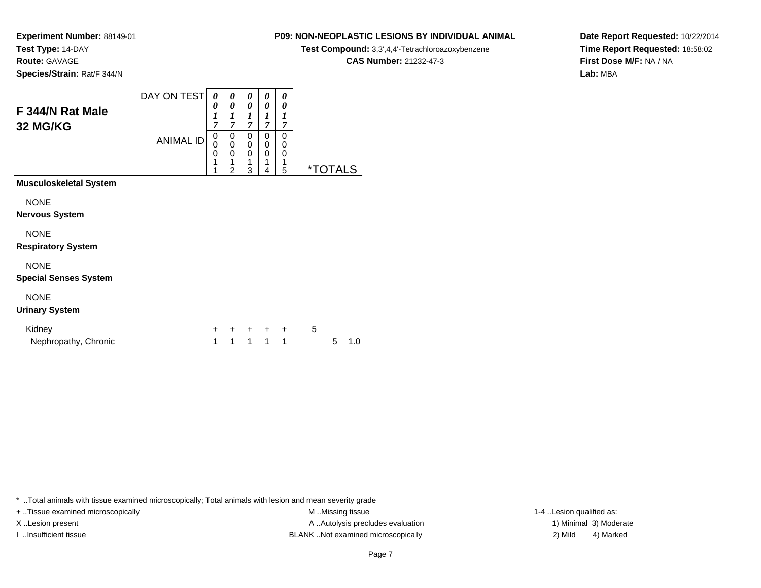**Experiment Number:** 88149-01
**Test Type:** 14-DAY
**Route:** GAVAGE
**Species/Strain:** Rat/F 344/N

**P09: NON-NEOPLASTIC LESIONS BY INDIVIDUAL ANIMAL**
**Test Compound:** 3,3',4,4'-Tetrachloroazoxybenzene
**CAS Number:** 21232-47-3

**Date Report Requested:** 10/22/2014
**Time Report Requested:** 18:58:02
**First Dose M/F:** NA / NA
**Lab:** MBA

## F 344/N Rat Male 32 MG/KG

| | | | | | | | |
|---|---|---|---|---|---|---|---|
| DAY ON TEST | 0017 | 0017 | 0017 | 0017 | 0017 | | |
| ANIMAL ID | 00011 | 00012 | 00013 | 00014 | 00015 | *TOTALS | |
| **Musculoskeletal System** | | | | | | | |
| NONE | | | | | | | |
| **Nervous System** | | | | | | | |
| NONE | | | | | | | |
| **Respiratory System** | | | | | | | |
| NONE | | | | | | | |
| **Special Senses System** | | | | | | | |
| NONE | | | | | | | |
| **Urinary System** | | | | | | | |
| Kidney | + | + | + | + | + | 5 | |
| Nephropathy, Chronic | 1 | 1 | 1 | 1 | 1 | 5 | 1.0 |

* ..Total animals with tissue examined microscopically; Total animals with lesion and mean severity grade
+ ..Tissue examined microscopically
X ..Lesion present
I ..Insufficient tissue
M ..Missing tissue
A ..Autolysis precludes evaluation
BLANK ..Not examined microscopically
1-4 ..Lesion qualified as:
1) Minimal 2) Mild 3) Moderate 4) Marked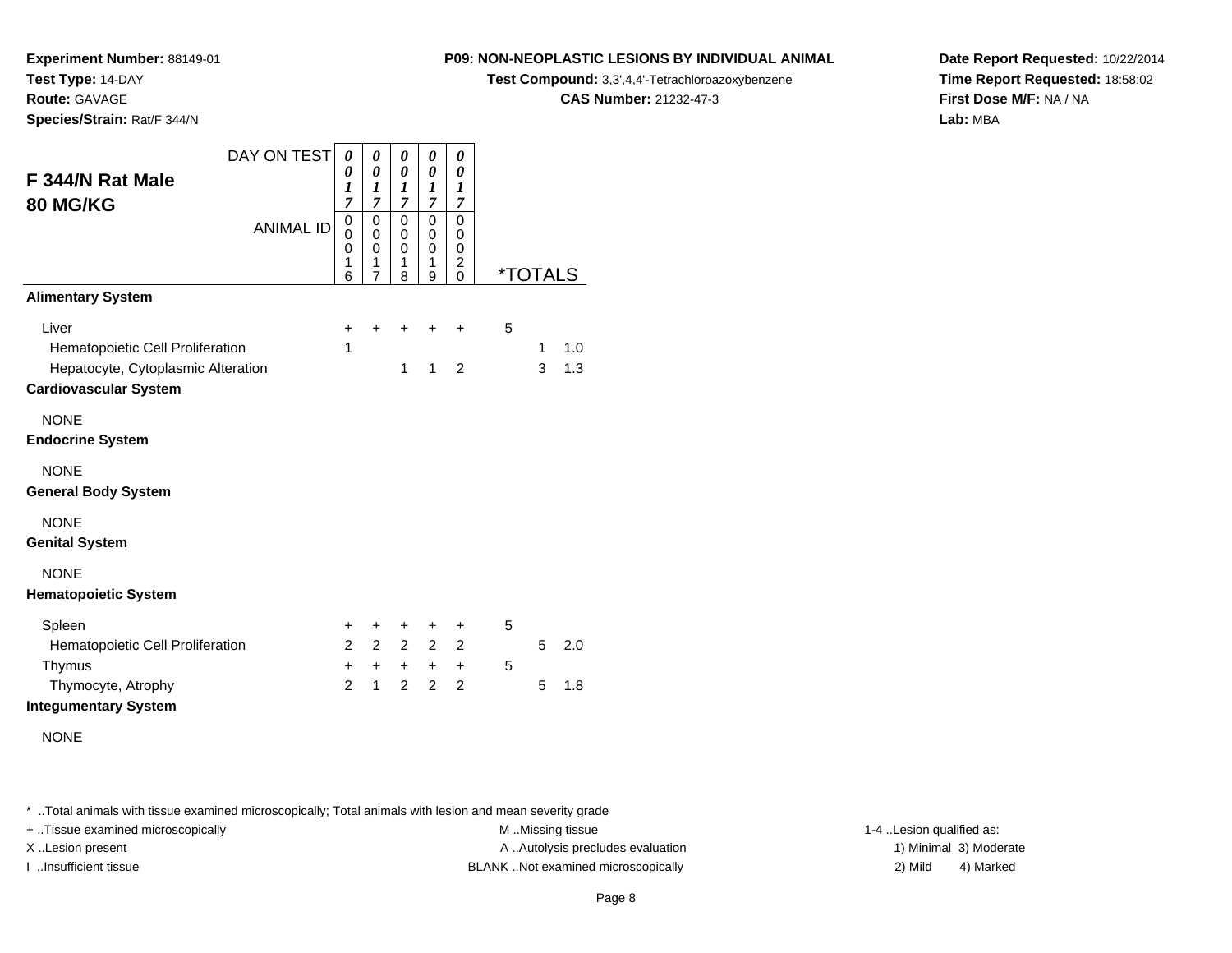**Experiment Number:** 88149-01
**Test Type:** 14-DAY
**Route:** GAVAGE
**Species/Strain:** Rat/F 344/N

**P09: NON-NEOPLASTIC LESIONS BY INDIVIDUAL ANIMAL**
**Test Compound:** 3,3',4,4'-Tetrachloroazoxybenzene
**CAS Number:** 21232-47-3

**Date Report Requested:** 10/22/2014
**Time Report Requested:** 18:58:02
**First Dose M/F:** NA / NA
**Lab:** MBA

## F 344/N Rat Male 80 MG/KG

| DAY ON TEST | 0017 | 0017 | 0017 | 0017 | 0017 | *TOTALS | | |
|---|---|---|---|---|---|---|---|---|
| ANIMAL ID | 00016 | 00017 | 00018 | 00019 | 00020 | | | |
| **Alimentary System** | | | | | | | | |
| Liver | + | + | + | + | + | 5 | | |
| Hematopoietic Cell Proliferation | 1 | | | | | | 1 | 1.0 |
| Hepatocyte, Cytoplasmic Alteration | | | 1 | 1 | 2 | | 3 | 1.3 |
| **Cardiovascular System** | | | | | | | | |
| NONE | | | | | | | | |
| **Endocrine System** | | | | | | | | |
| NONE | | | | | | | | |
| **General Body System** | | | | | | | | |
| NONE | | | | | | | | |
| **Genital System** | | | | | | | | |
| NONE | | | | | | | | |
| **Hematopoietic System** | | | | | | | | |
| Spleen | + | + | + | + | + | 5 | | |
| Hematopoietic Cell Proliferation | 2 | 2 | 2 | 2 | 2 | | 5 | 2.0 |
| Thymus | + | + | + | + | + | 5 | | |
| Thymocyte, Atrophy | 2 | 1 | 2 | 2 | 2 | | 5 | 1.8 |
| **Integumentary System** | | | | | | | | |
| NONE | | | | | | | | |

* ..Total animals with tissue examined microscopically; Total animals with lesion and mean severity grade
+ ..Tissue examined microscopically
X ..Lesion present
I ..Insufficient tissue

M ..Missing tissue
A ..Autolysis precludes evaluation
BLANK ..Not examined microscopically

1-4 ..Lesion qualified as:
1) Minimal 3) Moderate
2) Mild 4) Marked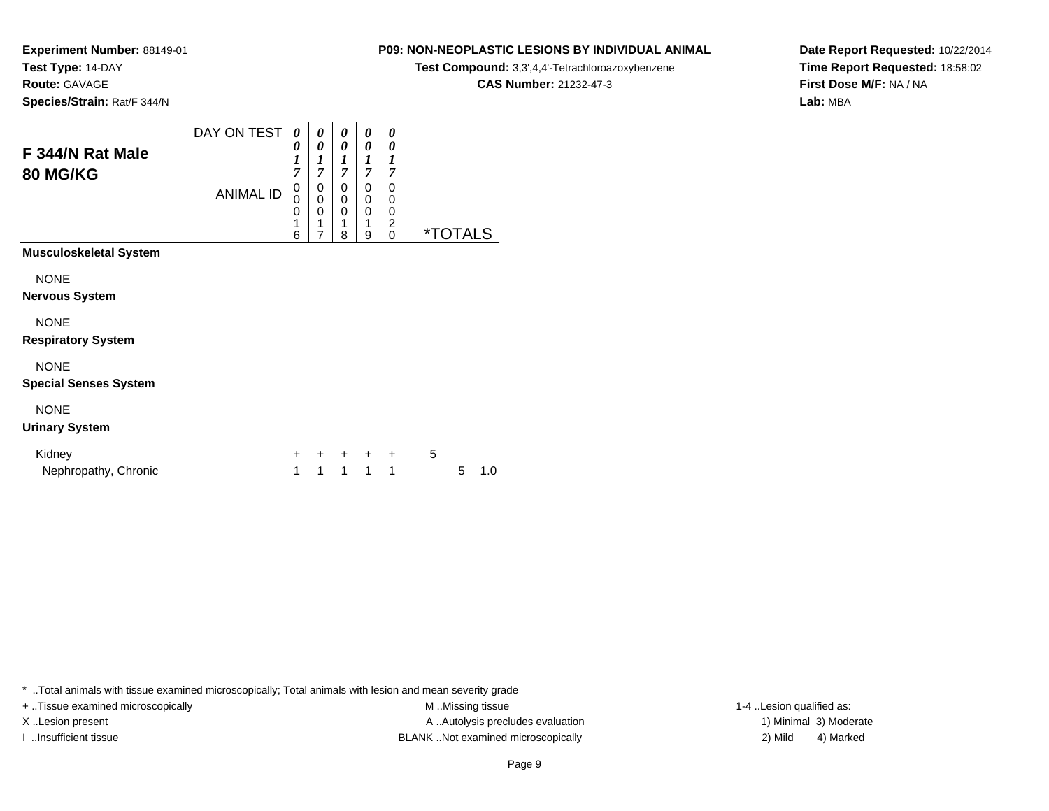**Experiment Number:** 88149-01
**Test Type:** 14-DAY
**Route:** GAVAGE
**Species/Strain:** Rat/F 344/N

**P09: NON-NEOPLASTIC LESIONS BY INDIVIDUAL ANIMAL**
**Test Compound:** 3,3',4,4'-Tetrachloroazoxybenzene
**CAS Number:** 21232-47-3

**Date Report Requested:** 10/22/2014
**Time Report Requested:** 18:58:02
**First Dose M/F:** NA / NA
**Lab:** MBA

## F 344/N Rat Male
## 80 MG/KG

| | | | | | | | |
|---|---|---|---|---|---|---|---|
| DAY ON TEST | 0017 | 0017 | 0017 | 0017 | 0017 | | |
| ANIMAL ID | 00016 | 00017 | 00018 | 00019 | 00020 | *TOTALS | |
| **Musculoskeletal System** | | | | | | | |
| NONE | | | | | | | |
| **Nervous System** | | | | | | | |
| NONE | | | | | | | |
| **Respiratory System** | | | | | | | |
| NONE | | | | | | | |
| **Special Senses System** | | | | | | | |
| NONE | | | | | | | |
| **Urinary System** | | | | | | | |
| Kidney | + | + | + | + | + | 5 | |
| Nephropathy, Chronic | 1 | 1 | 1 | 1 | 1 | 5 | 1.0 |

* ..Total animals with tissue examined microscopically; Total animals with lesion and mean severity grade
+ ..Tissue examined microscopically
X ..Lesion present
I ..Insufficient tissue
M ..Missing tissue
A ..Autolysis precludes evaluation
BLANK ..Not examined microscopically
1-4 ..Lesion qualified as:
1) Minimal 3) Moderate
2) Mild 4) Marked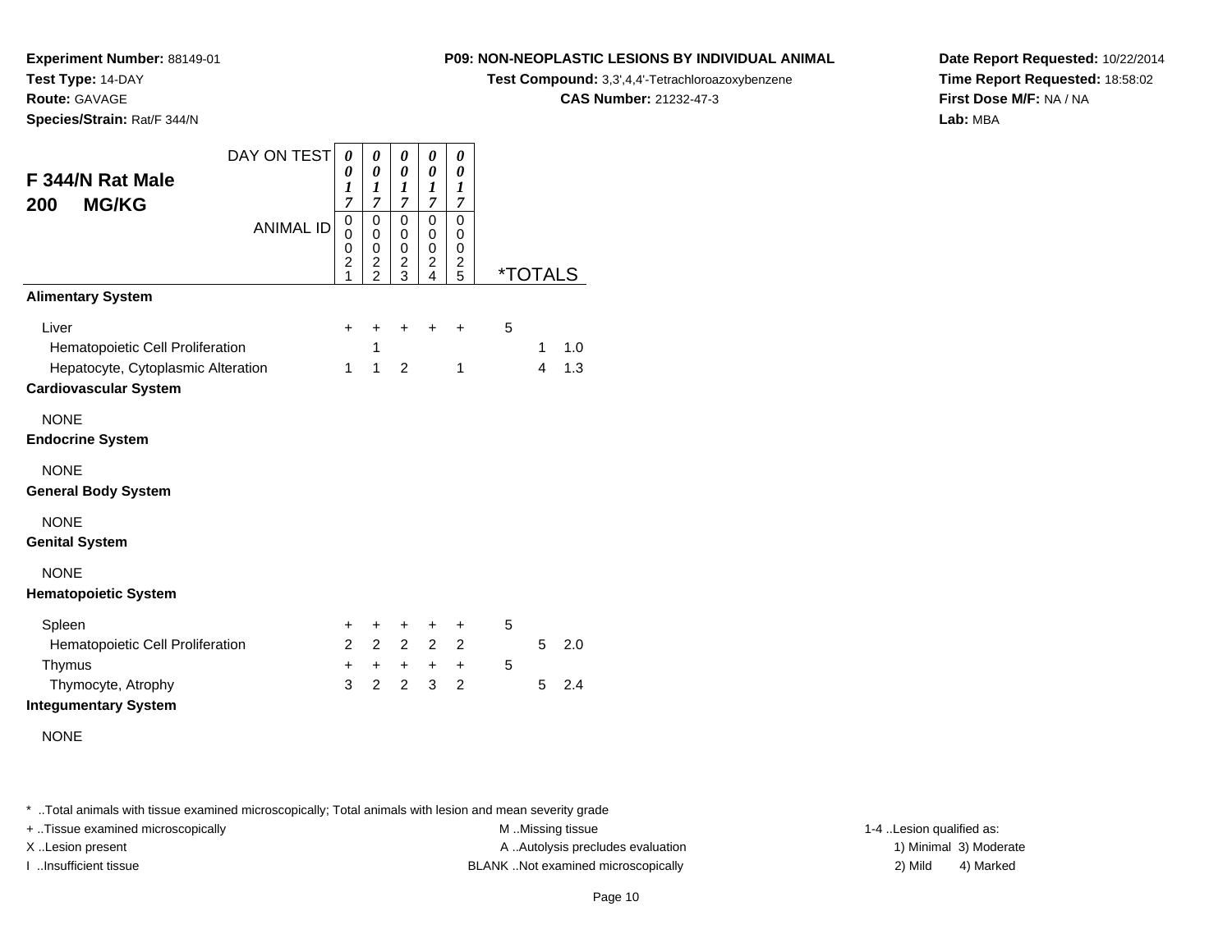**Experiment Number:** 88149-01
**Test Type:** 14-DAY
**Route:** GAVAGE
**Species/Strain:** Rat/F 344/N

**P09: NON-NEOPLASTIC LESIONS BY INDIVIDUAL ANIMAL**
**Test Compound:** 3,3',4,4'-Tetrachloroazoxybenzene
**CAS Number:** 21232-47-3

**Date Report Requested:** 10/22/2014
**Time Report Requested:** 18:58:02
**First Dose M/F:** NA / NA
**Lab:** MBA

## F 344/N Rat Male
## 200 MG/KG

| DAY ON TEST | 0017 | 0017 | 0017 | 0017 | 0017 | *TOTALS | | |
|---|---|---|---|---|---|---|---|---|
| ANIMAL ID | 00021 | 00022 | 00023 | 00024 | 00025 | | | |
| **Alimentary System** | | | | | | | | |
| Liver | + | + | + | + | + | 5 | | |
| Hematopoietic Cell Proliferation | | 1 | | | | | 1 | 1.0 |
| Hepatocyte, Cytoplasmic Alteration | 1 | 1 | 2 | | 1 | | 4 | 1.3 |
| **Cardiovascular System** | | | | | | | | |
| NONE | | | | | | | | |
| **Endocrine System** | | | | | | | | |
| NONE | | | | | | | | |
| **General Body System** | | | | | | | | |
| NONE | | | | | | | | |
| **Genital System** | | | | | | | | |
| NONE | | | | | | | | |
| **Hematopoietic System** | | | | | | | | |
| Spleen | + | + | + | + | + | 5 | | |
| Hematopoietic Cell Proliferation | 2 | 2 | 2 | 2 | 2 | | 5 | 2.0 |
| Thymus | + | + | + | + | + | 5 | | |
| Thymocyte, Atrophy | 3 | 2 | 2 | 3 | 2 | | 5 | 2.4 |
| **Integumentary System** | | | | | | | | |
| NONE | | | | | | | | |

* ..Total animals with tissue examined microscopically; Total animals with lesion and mean severity grade

+ ..Tissue examined microscopically
X ..Lesion present
I ..Insufficient tissue

M ..Missing tissue
A ..Autolysis precludes evaluation
BLANK ..Not examined microscopically

1-4 ..Lesion qualified as:
1) Minimal 3) Moderate
2) Mild 4) Marked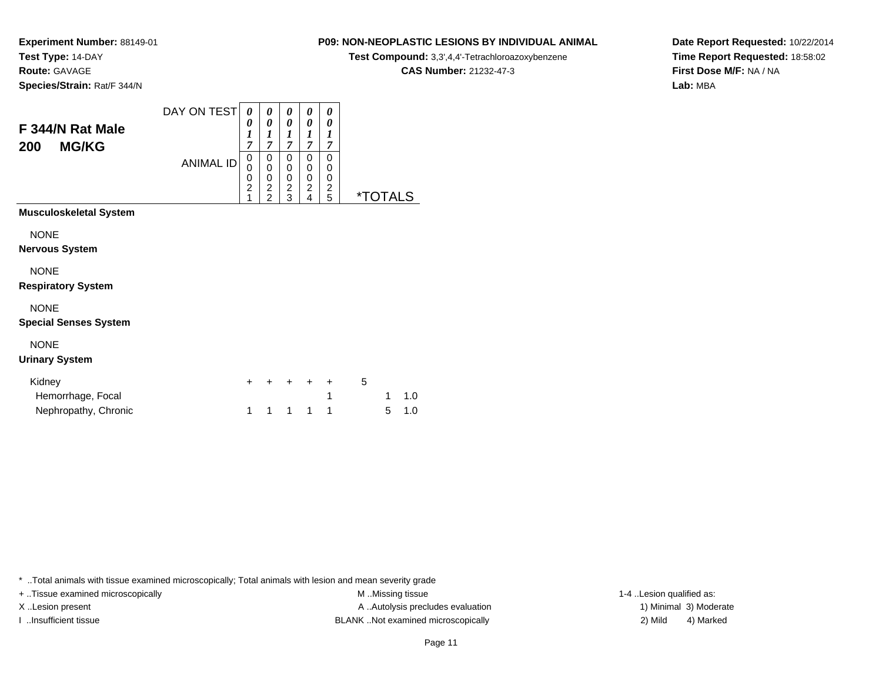**Experiment Number:** 88149-01
**Test Type:** 14-DAY
**Route:** GAVAGE
**Species/Strain:** Rat/F 344/N

**P09: NON-NEOPLASTIC LESIONS BY INDIVIDUAL ANIMAL**
**Test Compound:** 3,3',4,4'-Tetrachloroazoxybenzene
**CAS Number:** 21232-47-3

**Date Report Requested:** 10/22/2014
**Time Report Requested:** 18:58:02
**First Dose M/F:** NA / NA
**Lab:** MBA

## F 344/N Rat Male 200 MG/KG

| DAY ON TEST | 0017 | 0017 | 0017 | 0017 | 0017 | | |
|---|---|---|---|---|---|---|---|
| ANIMAL ID | 00021 | 00022 | 00023 | 00024 | 00025 | *TOTALS | |
| **Musculoskeletal System** | | | | | | | |
| NONE | | | | | | | |
| **Nervous System** | | | | | | | |
| NONE | | | | | | | |
| **Respiratory System** | | | | | | | |
| NONE | | | | | | | |
| **Special Senses System** | | | | | | | |
| NONE | | | | | | | |
| **Urinary System** | | | | | | | |
| Kidney | + | + | + | + | + | 5 | |
| Hemorrhage, Focal | | | | | 1 | 1 | 1.0 |
| Nephropathy, Chronic | 1 | 1 | 1 | 1 | 1 | 5 | 1.0 |

* ..Total animals with tissue examined microscopically; Total animals with lesion and mean severity grade
+ ..Tissue examined microscopically
X ..Lesion present
I ..Insufficient tissue
M ..Missing tissue
A ..Autolysis precludes evaluation
BLANK ..Not examined microscopically
1-4 ..Lesion qualified as:
1) Minimal 3) Moderate
2) Mild 4) Marked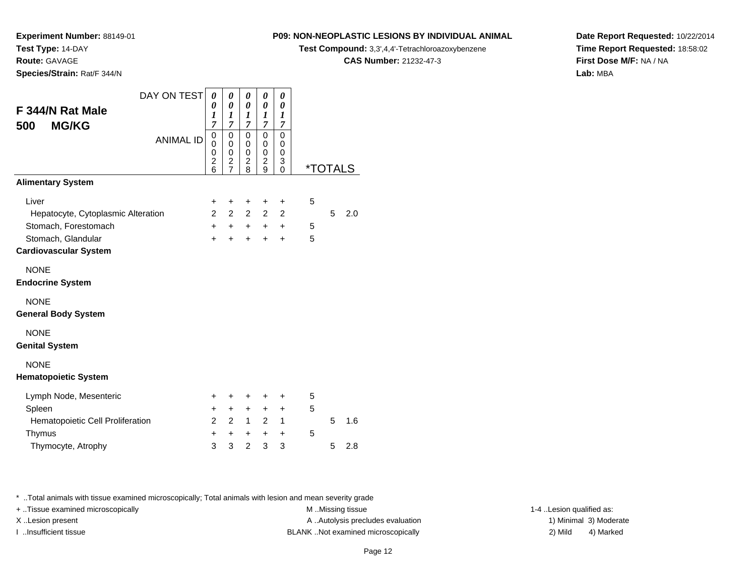**Experiment Number:** 88149-01
**Test Type:** 14-DAY
**Route:** GAVAGE
**Species/Strain:** Rat/F 344/N

**P09: NON-NEOPLASTIC LESIONS BY INDIVIDUAL ANIMAL**
**Test Compound:** 3,3',4,4'-Tetrachloroazoxybenzene
**CAS Number:** 21232-47-3

**Date Report Requested:** 10/22/2014
**Time Report Requested:** 18:58:02
**First Dose M/F:** NA / NA
**Lab:** MBA

## F 344/N Rat Male
## 500 MG/KG

| DAY ON TEST | 0017 | 0017 | 0017 | 0017 | 0017 | *TOTALS | | |
|---|---|---|---|---|---|---|---|---|
| ANIMAL ID | 00026 | 00027 | 00028 | 00029 | 00030 | | | |
| **Alimentary System** | | | | | | | | |
| Liver | + | + | + | + | + | 5 | | |
| Hepatocyte, Cytoplasmic Alteration | 2 | 2 | 2 | 2 | 2 | | 5 | 2.0 |
| Stomach, Forestomach | + | + | + | + | + | 5 | | |
| Stomach, Glandular | + | + | + | + | + | 5 | | |
| **Cardiovascular System** | | | | | | | | |
| NONE | | | | | | | | |
| **Endocrine System** | | | | | | | | |
| NONE | | | | | | | | |
| **General Body System** | | | | | | | | |
| NONE | | | | | | | | |
| **Genital System** | | | | | | | | |
| NONE | | | | | | | | |
| **Hematopoietic System** | | | | | | | | |
| Lymph Node, Mesenteric | + | + | + | + | + | 5 | | |
| Spleen | + | + | + | + | + | 5 | | |
| Hematopoietic Cell Proliferation | 2 | 2 | 1 | 2 | 1 | | 5 | 1.6 |
| Thymus | + | + | + | + | + | 5 | | |
| Thymocyte, Atrophy | 3 | 3 | 2 | 3 | 3 | | 5 | 2.8 |

* ..Total animals with tissue examined microscopically; Total animals with lesion and mean severity grade
+ ..Tissue examined microscopically
X ..Lesion present
I ..Insufficient tissue
M ..Missing tissue
A ..Autolysis precludes evaluation
BLANK ..Not examined microscopically
1-4 ..Lesion qualified as:
1) Minimal 3) Moderate
2) Mild 4) Marked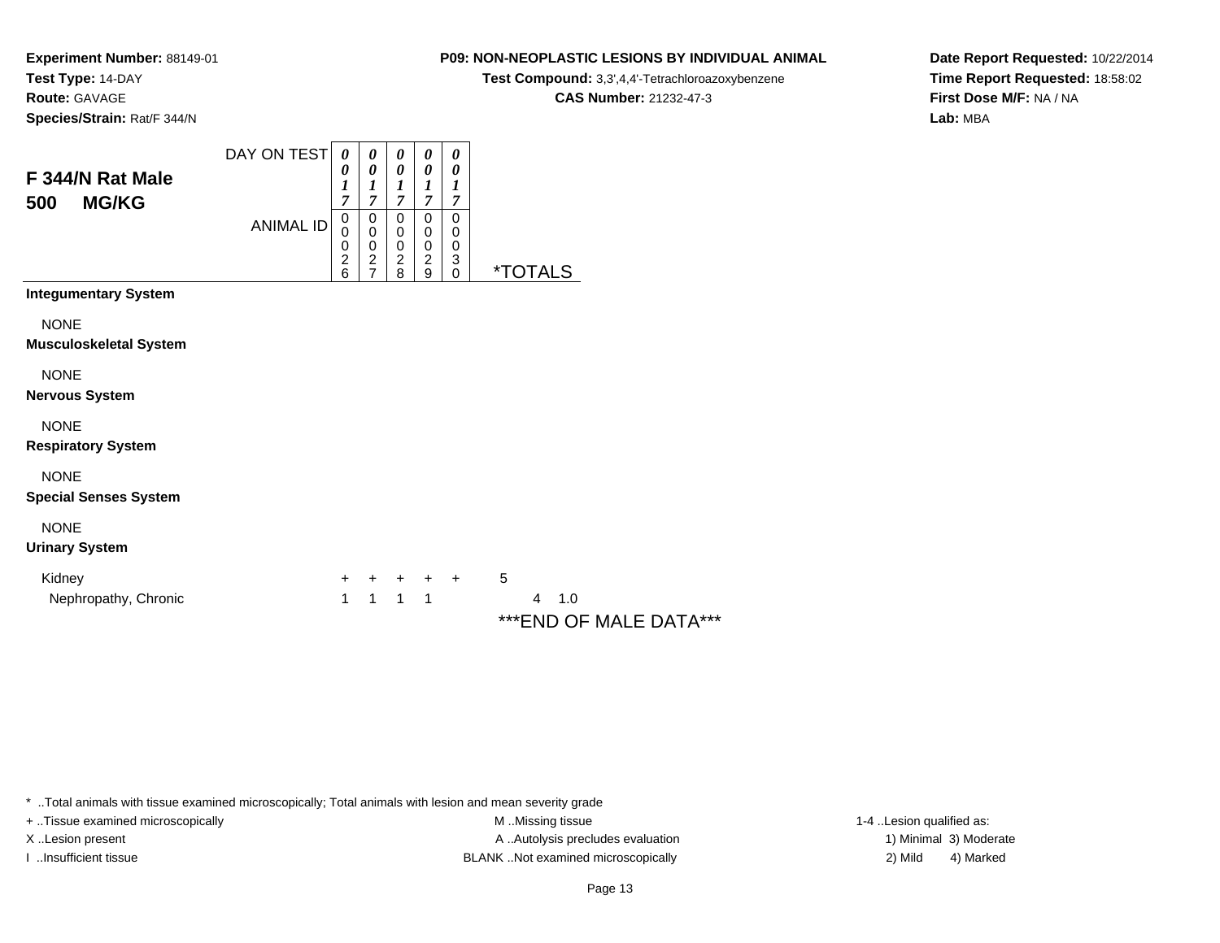**Experiment Number:** 88149-01
**Test Type:** 14-DAY
**Route:** GAVAGE
**Species/Strain:** Rat/F 344/N

**P09: NON-NEOPLASTIC LESIONS BY INDIVIDUAL ANIMAL**
**Test Compound:** 3,3',4,4'-Tetrachloroazoxybenzene
**CAS Number:** 21232-47-3

**Date Report Requested:** 10/22/2014
**Time Report Requested:** 18:58:02
**First Dose M/F:** NA / NA
**Lab:** MBA

## F 344/N Rat Male
## 500 MG/KG

| | | | | | | |
|---|---|---|---|---|---|---|
| DAY ON TEST | 0017 | 0017 | 0017 | 0017 | 0017 | |
| ANIMAL ID | 00026 | 00027 | 00028 | 00029 | 00030 | *TOTALS |
| **Integumentary System** | | | | | | |
| NONE | | | | | | |
| **Musculoskeletal System** | | | | | | |
| NONE | | | | | | |
| **Nervous System** | | | | | | |
| NONE | | | | | | |
| **Respiratory System** | | | | | | |
| NONE | | | | | | |
| **Special Senses System** | | | | | | |
| NONE | | | | | | |
| **Urinary System** | | | | | | |
| Kidney | + | + | + | + | + | 5 |
| Nephropathy, Chronic | 1 | 1 | 1 | 1 | | 4 1.0 |

***END OF MALE DATA***

* ..Total animals with tissue examined microscopically; Total animals with lesion and mean severity grade
+ ..Tissue examined microscopically
X ..Lesion present
I ..Insufficient tissue
M ..Missing tissue
A ..Autolysis precludes evaluation
BLANK ..Not examined microscopically
1-4 ..Lesion qualified as:
1) Minimal 3) Moderate
2) Mild 4) Marked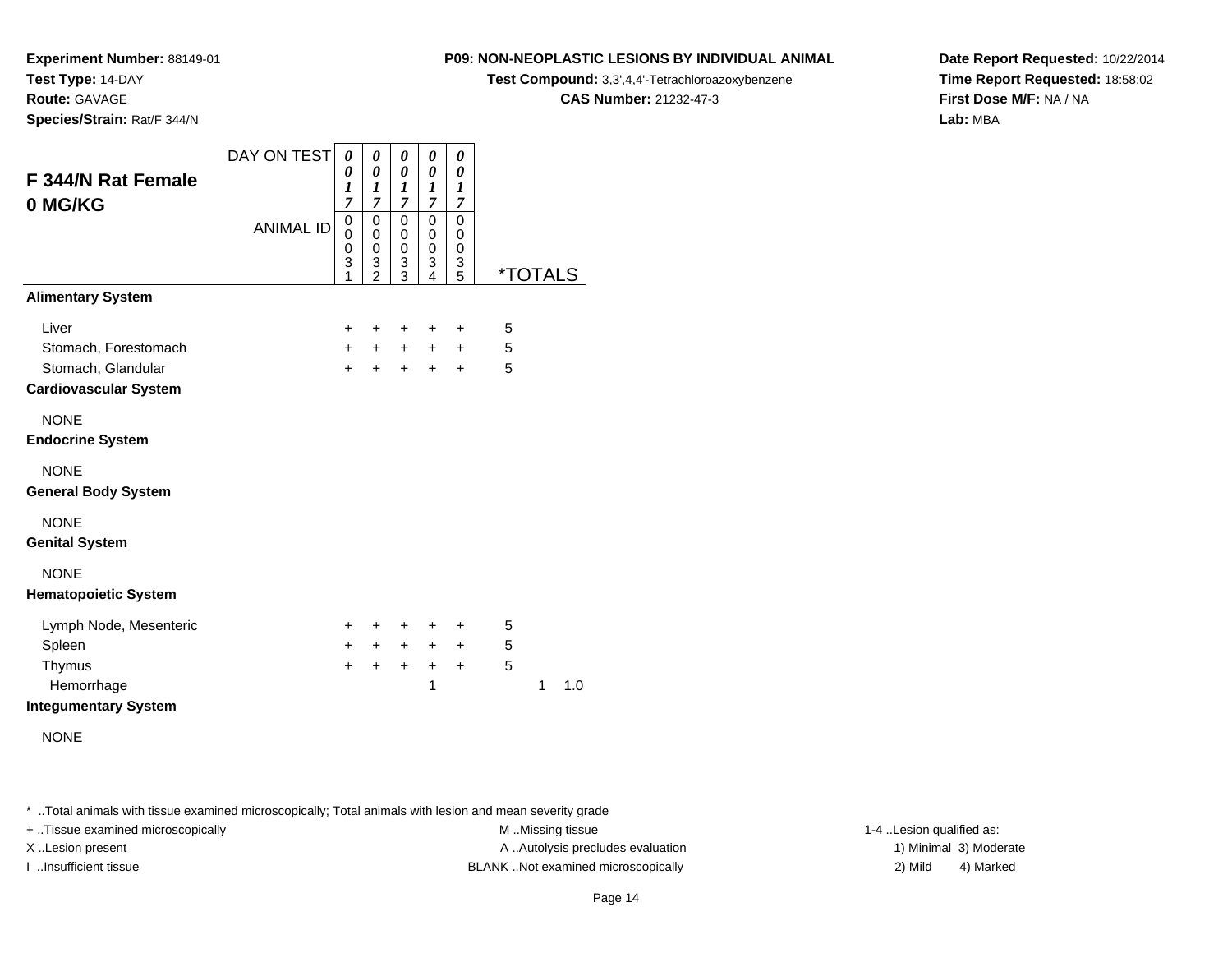**Experiment Number:** 88149-01
**Test Type:** 14-DAY
**Route:** GAVAGE
**Species/Strain:** Rat/F 344/N

**P09: NON-NEOPLASTIC LESIONS BY INDIVIDUAL ANIMAL**
**Test Compound:** 3,3',4,4'-Tetrachloroazoxybenzene
**CAS Number:** 21232-47-3

**Date Report Requested:** 10/22/2014
**Time Report Requested:** 18:58:02
**First Dose M/F:** NA / NA
**Lab:** MBA

## F 344/N Rat Female 0 MG/KG

| DAY ON TEST | 0017 | 0017 | 0017 | 0017 | 0017 | | |
|---|---|---|---|---|---|---|---|
| **ANIMAL ID** | 00031 | 00032 | 00033 | 00034 | 00035 | ***TOTALS** | |
| **Alimentary System** | | | | | | | |
| Liver | + | + | + | + | + | 5 | |
| Stomach, Forestomach | + | + | + | + | + | 5 | |
| Stomach, Glandular | + | + | + | + | + | 5 | |
| **Cardiovascular System** | | | | | | | |
| NONE | | | | | | | |
| **Endocrine System** | | | | | | | |
| NONE | | | | | | | |
| **General Body System** | | | | | | | |
| NONE | | | | | | | |
| **Genital System** | | | | | | | |
| NONE | | | | | | | |
| **Hematopoietic System** | | | | | | | |
| Lymph Node, Mesenteric | + | + | + | + | + | 5 | |
| Spleen | + | + | + | + | + | 5 | |
| Thymus | + | + | + | + | + | 5 | |
| Hemorrhage | | | | 1 | | 1 | 1.0 |
| **Integumentary System** | | | | | | | |
| NONE | | | | | | | |

* ..Total animals with tissue examined microscopically; Total animals with lesion and mean severity grade

+ ..Tissue examined microscopically
X ..Lesion present
I ..Insufficient tissue

M ..Missing tissue
A ..Autolysis precludes evaluation
BLANK ..Not examined microscopically

1-4 ..Lesion qualified as:
1) Minimal 3) Moderate
2) Mild 4) Marked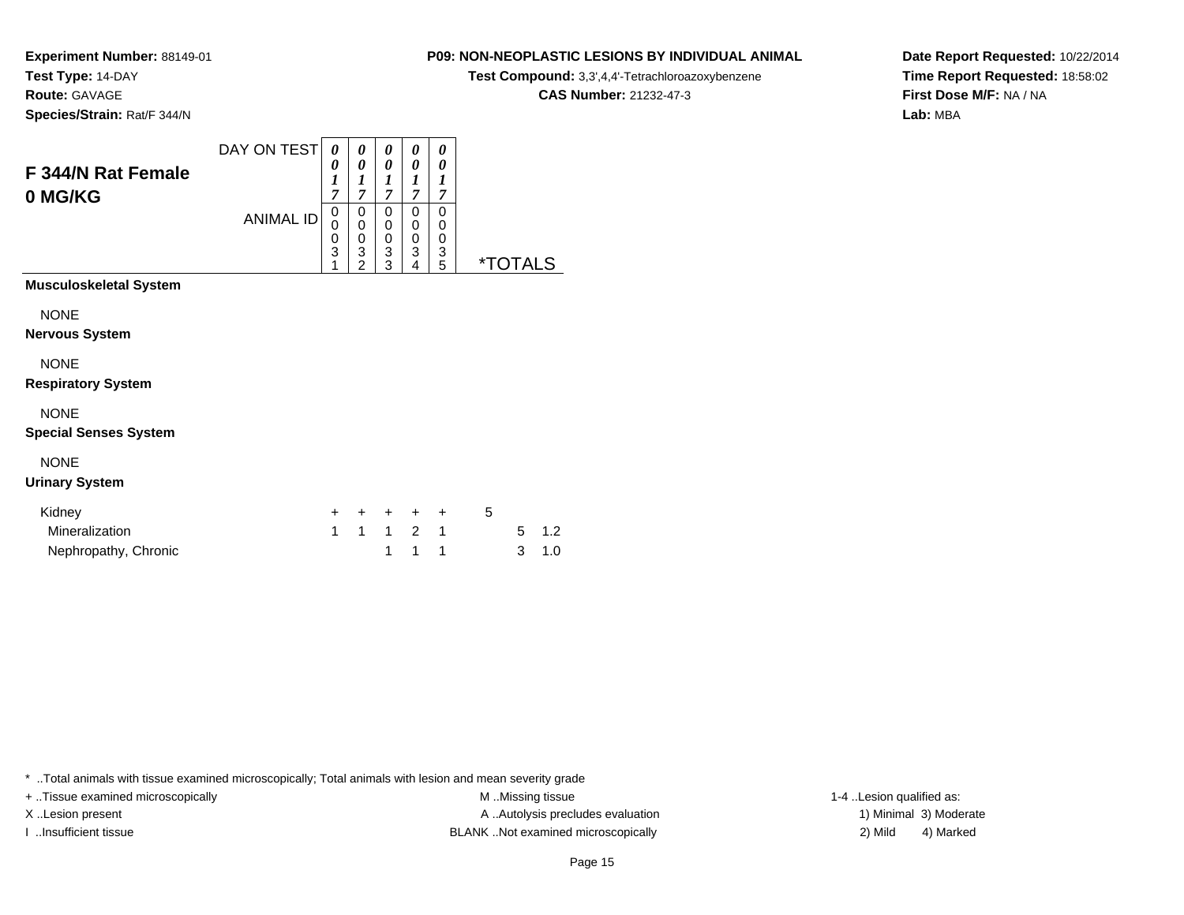**Experiment Number:** 88149-01
**Test Type:** 14-DAY
**Route:** GAVAGE
**Species/Strain:** Rat/F 344/N

**P09: NON-NEOPLASTIC LESIONS BY INDIVIDUAL ANIMAL**
**Test Compound:** 3,3',4,4'-Tetrachloroazoxybenzene
**CAS Number:** 21232-47-3

**Date Report Requested:** 10/22/2014
**Time Report Requested:** 18:58:02
**First Dose M/F:** NA / NA
**Lab:** MBA

## F 344/N Rat Female 0 MG/KG

| | | | | | | | |
|---|---|---|---|---|---|---|---|
| DAY ON TEST | 0017 | 0017 | 0017 | 0017 | 0017 | | |
| ANIMAL ID | 00031 | 00032 | 00033 | 00034 | 00035 | *TOTALS | |
| **Musculoskeletal System** | | | | | | | |
| NONE | | | | | | | |
| **Nervous System** | | | | | | | |
| NONE | | | | | | | |
| **Respiratory System** | | | | | | | |
| NONE | | | | | | | |
| **Special Senses System** | | | | | | | |
| NONE | | | | | | | |
| **Urinary System** | | | | | | | |
| Kidney | + | + | + | + | + | 5 | |
| Mineralization | 1 | 1 | 1 | 2 | 1 | 5 | 1.2 |
| Nephropathy, Chronic | | | 1 | 1 | 1 | 3 | 1.0 |

\* ..Total animals with tissue examined microscopically; Total animals with lesion and mean severity grade
+ ..Tissue examined microscopically
X ..Lesion present
I ..Insufficient tissue
M ..Missing tissue
A ..Autolysis precludes evaluation
BLANK ..Not examined microscopically
1-4 ..Lesion qualified as:
1) Minimal 2) Mild 3) Moderate 4) Marked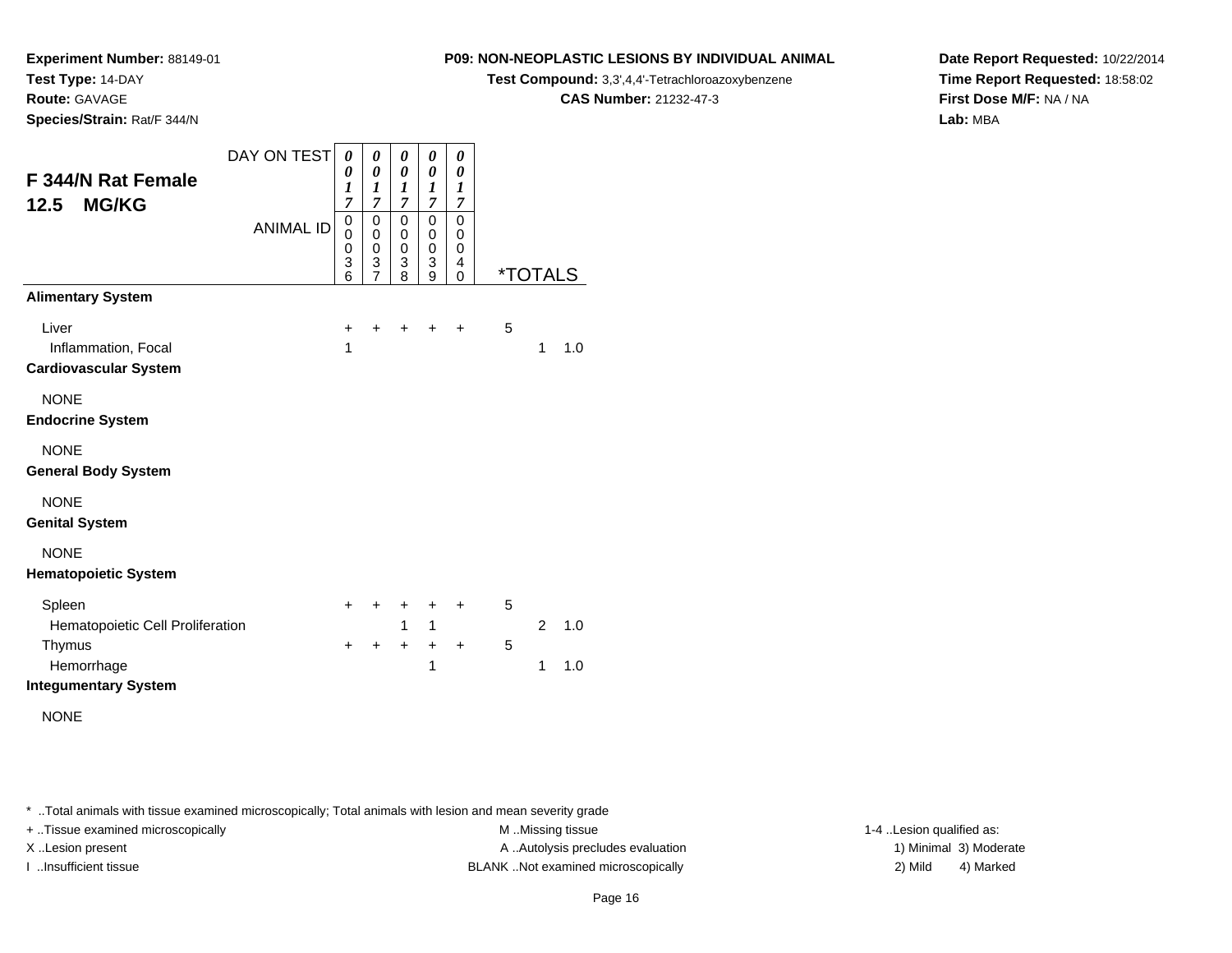**Experiment Number:** 88149-01
**Test Type:** 14-DAY
**Route:** GAVAGE
**Species/Strain:** Rat/F 344/N

**P09: NON-NEOPLASTIC LESIONS BY INDIVIDUAL ANIMAL**
**Test Compound:** 3,3',4,4'-Tetrachloroazoxybenzene
**CAS Number:** 21232-47-3

**Date Report Requested:** 10/22/2014
**Time Report Requested:** 18:58:02
**First Dose M/F:** NA / NA
**Lab:** MBA

## F 344/N Rat Female 12.5 MG/KG

| DAY ON TEST | 0017 | 0017 | 0017 | 0017 | 0017 | | | |
|---|---|---|---|---|---|---|---|---|
| **ANIMAL ID** | 00036 | 00037 | 00038 | 00039 | 00040 | ***TOTALS** | | |
| **Alimentary System** | | | | | | | | |
| Liver | + | + | + | + | + | 5 | | |
| Inflammation, Focal | 1 | | | | | | 1 | 1.0 |
| **Cardiovascular System** | | | | | | | | |
| NONE | | | | | | | | |
| **Endocrine System** | | | | | | | | |
| NONE | | | | | | | | |
| **General Body System** | | | | | | | | |
| NONE | | | | | | | | |
| **Genital System** | | | | | | | | |
| NONE | | | | | | | | |
| **Hematopoietic System** | | | | | | | | |
| Spleen | + | + | + | + | + | 5 | | |
| Hematopoietic Cell Proliferation | | | 1 | 1 | | | 2 | 1.0 |
| Thymus | + | + | + | + | + | 5 | | |
| Hemorrhage | | | | 1 | | | 1 | 1.0 |
| **Integumentary System** | | | | | | | | |
| NONE | | | | | | | | |

* ..Total animals with tissue examined microscopically; Total animals with lesion and mean severity grade
+ ..Tissue examined microscopically
X ..Lesion present
I ..Insufficient tissue

M ..Missing tissue
A ..Autolysis precludes evaluation
BLANK ..Not examined microscopically

1-4 ..Lesion qualified as:
1) Minimal 3) Moderate
2) Mild 4) Marked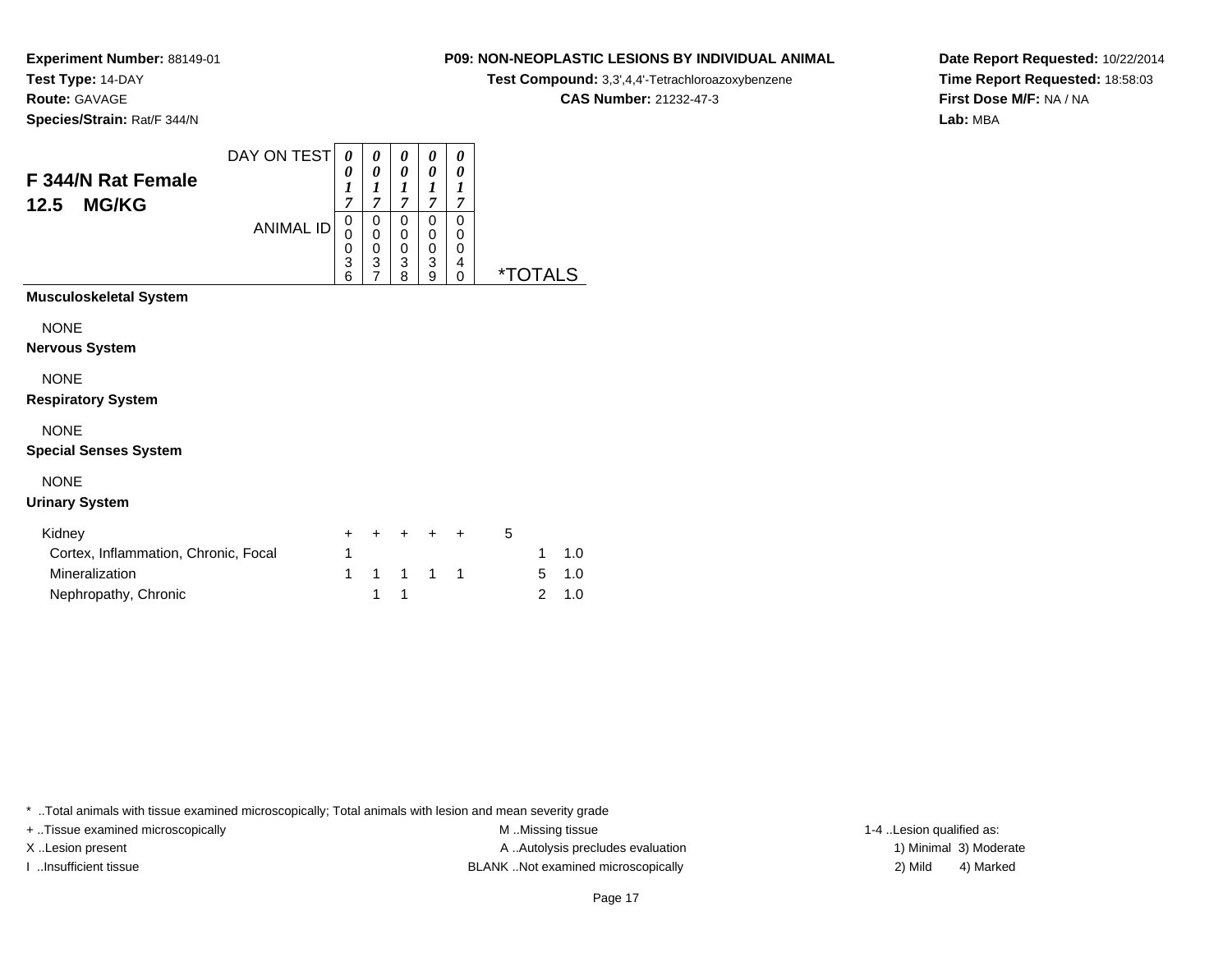**Experiment Number:** 88149-01
**Test Type:** 14-DAY
**Route:** GAVAGE
**Species/Strain:** Rat/F 344/N

**P09: NON-NEOPLASTIC LESIONS BY INDIVIDUAL ANIMAL**
**Test Compound:** 3,3',4,4'-Tetrachloroazoxybenzene
**CAS Number:** 21232-47-3

**Date Report Requested:** 10/22/2014
**Time Report Requested:** 18:58:03
**First Dose M/F:** NA / NA
**Lab:** MBA

## F 344/N Rat Female
## 12.5 MG/KG

| DAY ON TEST | 0017 | 0017 | 0017 | 0017 | 0017 | | |
|---|---|---|---|---|---|---|---|
| ANIMAL ID | 00036 | 00037 | 00038 | 00039 | 00040 | *TOTALS | |
| **Musculoskeletal System** | | | | | | | |
| NONE | | | | | | | |
| **Nervous System** | | | | | | | |
| NONE | | | | | | | |
| **Respiratory System** | | | | | | | |
| NONE | | | | | | | |
| **Special Senses System** | | | | | | | |
| NONE | | | | | | | |
| **Urinary System** | | | | | | | |
| Kidney | + | + | + | + | + | 5 | |
| Cortex, Inflammation, Chronic, Focal | 1 | | | | | 1 | 1.0 |
| Mineralization | 1 | 1 | 1 | 1 | 1 | 5 | 1.0 |
| Nephropathy, Chronic | | 1 | 1 | | | 2 | 1.0 |

* ..Total animals with tissue examined microscopically; Total animals with lesion and mean severity grade
+ ..Tissue examined microscopically
X ..Lesion present
I ..Insufficient tissue
M ..Missing tissue
A ..Autolysis precludes evaluation
BLANK ..Not examined microscopically
1-4 ..Lesion qualified as:
1) Minimal 3) Moderate
2) Mild 4) Marked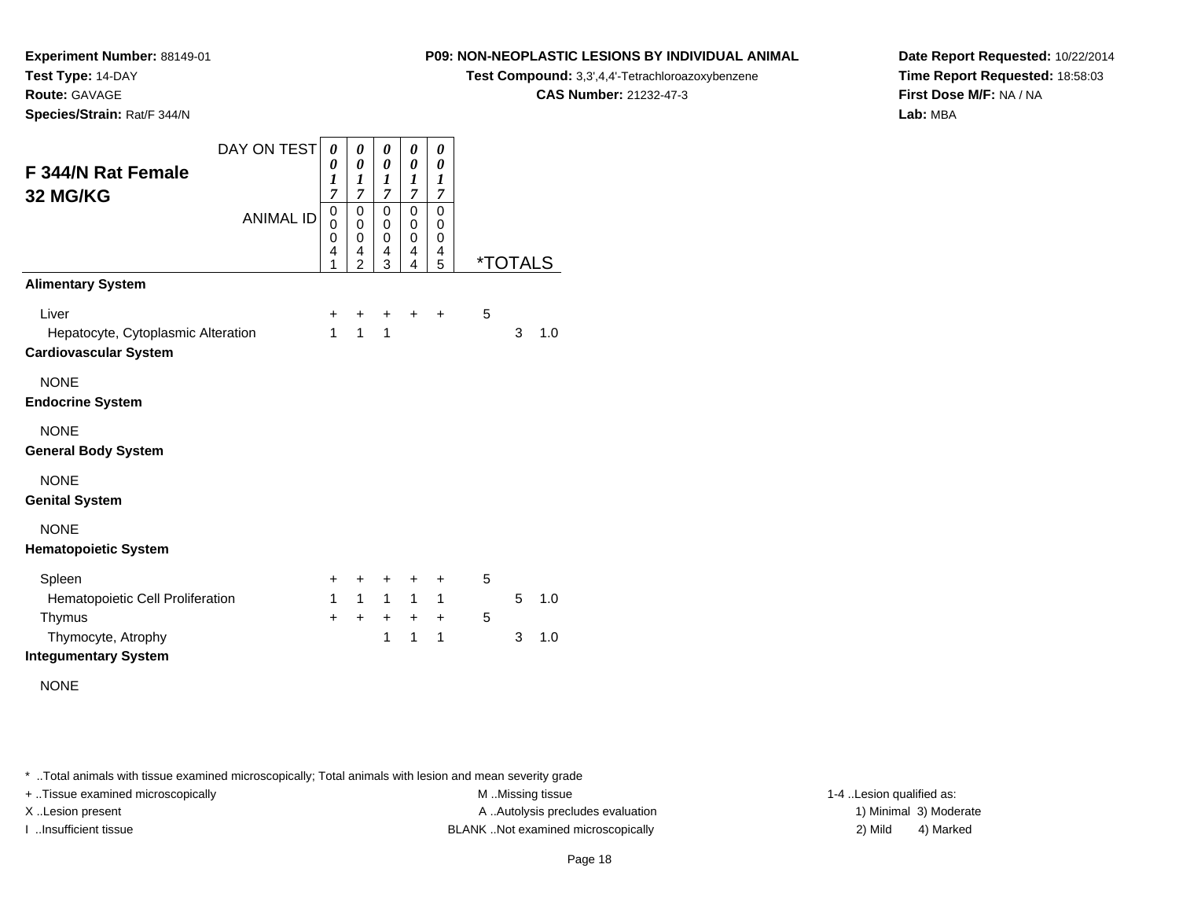**Experiment Number:** 88149-01
**Test Type:** 14-DAY
**Route:** GAVAGE
**Species/Strain:** Rat/F 344/N

**P09: NON-NEOPLASTIC LESIONS BY INDIVIDUAL ANIMAL**
**Test Compound:** 3,3',4,4'-Tetrachloroazoxybenzene
**CAS Number:** 21232-47-3

**Date Report Requested:** 10/22/2014
**Time Report Requested:** 18:58:03
**First Dose M/F:** NA / NA
**Lab:** MBA

## F 344/N Rat Female 32 MG/KG

| DAY ON TEST | 0017 | 0017 | 0017 | 0017 | 0017 | *TOTALS | | |
|---|---|---|---|---|---|---|---|---|
| ANIMAL ID | 00041 | 00042 | 00043 | 00044 | 00045 | | | |
| **Alimentary System** | | | | | | | | |
| Liver | + | + | + | + | + | 5 | | |
| Hepatocyte, Cytoplasmic Alteration | 1 | 1 | 1 | | | | 3 | 1.0 |
| **Cardiovascular System** | | | | | | | | |
| NONE | | | | | | | | |
| **Endocrine System** | | | | | | | | |
| NONE | | | | | | | | |
| **General Body System** | | | | | | | | |
| NONE | | | | | | | | |
| **Genital System** | | | | | | | | |
| NONE | | | | | | | | |
| **Hematopoietic System** | | | | | | | | |
| Spleen | + | + | + | + | + | 5 | | |
| Hematopoietic Cell Proliferation | 1 | 1 | 1 | 1 | 1 | | 5 | 1.0 |
| Thymus | + | + | + | + | + | 5 | | |
| Thymocyte, Atrophy | | | 1 | 1 | 1 | | 3 | 1.0 |
| **Integumentary System** | | | | | | | | |
| NONE | | | | | | | | |

* ..Total animals with tissue examined microscopically; Total animals with lesion and mean severity grade
+ ..Tissue examined microscopically
X ..Lesion present
I ..Insufficient tissue

M ..Missing tissue
A ..Autolysis precludes evaluation
BLANK ..Not examined microscopically

1-4 ..Lesion qualified as:
1) Minimal 3) Moderate
2) Mild 4) Marked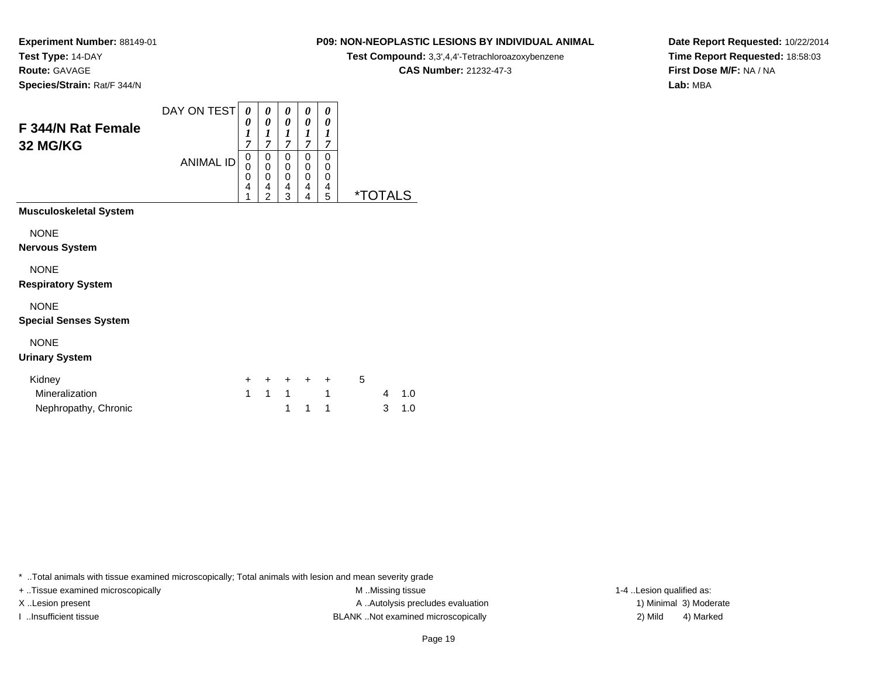**Experiment Number:** 88149-01
**Test Type:** 14-DAY
**Route:** GAVAGE
**Species/Strain:** Rat/F 344/N

**P09: NON-NEOPLASTIC LESIONS BY INDIVIDUAL ANIMAL**
**Test Compound:** 3,3',4,4'-Tetrachloroazoxybenzene
**CAS Number:** 21232-47-3

**Date Report Requested:** 10/22/2014
**Time Report Requested:** 18:58:03
**First Dose M/F:** NA / NA
**Lab:** MBA

## F 344/N Rat Female
## 32 MG/KG

| | | | | | | | |
|---|---|---|---|---|---|---|---|
| DAY ON TEST | 0017 | 0017 | 0017 | 0017 | 0017 | | |
| ANIMAL ID | 00041 | 00042 | 00043 | 00044 | 00045 | *TOTALS | |
| **Musculoskeletal System** | | | | | | | |
| NONE | | | | | | | |
| **Nervous System** | | | | | | | |
| NONE | | | | | | | |
| **Respiratory System** | | | | | | | |
| NONE | | | | | | | |
| **Special Senses System** | | | | | | | |
| NONE | | | | | | | |
| **Urinary System** | | | | | | | |
| Kidney | + | + | + | + | + | 5 | |
| Mineralization | 1 | 1 | 1 | | 1 | 4 | 1.0 |
| Nephropathy, Chronic | | | 1 | 1 | 1 | 3 | 1.0 |

* ..Total animals with tissue examined microscopically; Total animals with lesion and mean severity grade
+ ..Tissue examined microscopically
X ..Lesion present
I ..Insufficient tissue
M ..Missing tissue
A ..Autolysis precludes evaluation
BLANK ..Not examined microscopically
1-4 ..Lesion qualified as:
1) Minimal 3) Moderate
2) Mild 4) Marked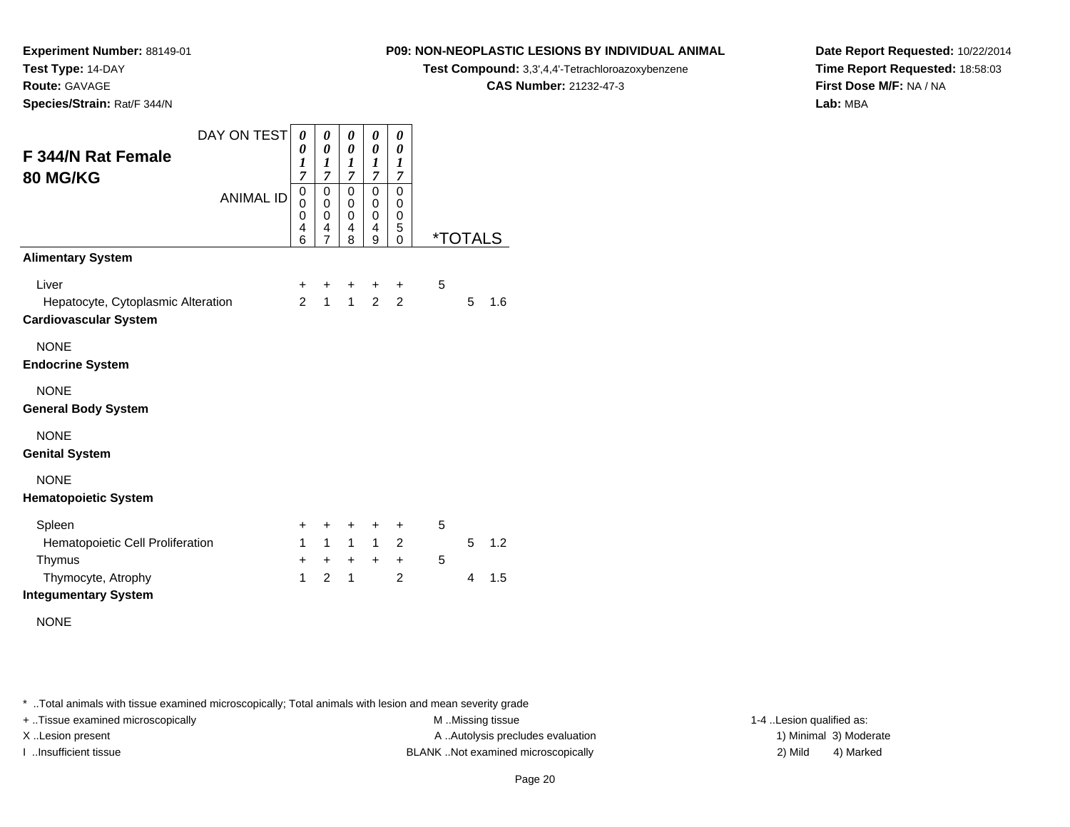**Experiment Number:** 88149-01
**Test Type:** 14-DAY
**Route:** GAVAGE
**Species/Strain:** Rat/F 344/N

**P09: NON-NEOPLASTIC LESIONS BY INDIVIDUAL ANIMAL**
**Test Compound:** 3,3',4,4'-Tetrachloroazoxybenzene
**CAS Number:** 21232-47-3

**Date Report Requested:** 10/22/2014
**Time Report Requested:** 18:58:03
**First Dose M/F:** NA / NA
**Lab:** MBA

## F 344/N Rat Female 80 MG/KG

| DAY ON TEST | 0017 | 0017 | 0017 | 0017 | 0017 | *TOTALS | | |
|---|---|---|---|---|---|---|---|---|
| ANIMAL ID | 00046 | 00047 | 00048 | 00049 | 00050 | | | |
| **Alimentary System** | | | | | | | | |
| Liver | + | + | + | + | + | 5 | | |
| Hepatocyte, Cytoplasmic Alteration | 2 | 1 | 1 | 2 | 2 | | 5 | 1.6 |
| **Cardiovascular System** | | | | | | | | |
| NONE | | | | | | | | |
| **Endocrine System** | | | | | | | | |
| NONE | | | | | | | | |
| **General Body System** | | | | | | | | |
| NONE | | | | | | | | |
| **Genital System** | | | | | | | | |
| NONE | | | | | | | | |
| **Hematopoietic System** | | | | | | | | |
| Spleen | + | + | + | + | + | 5 | | |
| Hematopoietic Cell Proliferation | 1 | 1 | 1 | 1 | 2 | | 5 | 1.2 |
| Thymus | + | + | + | + | + | 5 | | |
| Thymocyte, Atrophy | 1 | 2 | 1 | | 2 | | 4 | 1.5 |
| **Integumentary System** | | | | | | | | |
| NONE | | | | | | | | |

* ..Total animals with tissue examined microscopically; Total animals with lesion and mean severity grade
+ ..Tissue examined microscopically
X ..Lesion present
I ..Insufficient tissue
M ..Missing tissue
A ..Autolysis precludes evaluation
BLANK ..Not examined microscopically
1-4 ..Lesion qualified as:
1) Minimal 3) Moderate
2) Mild 4) Marked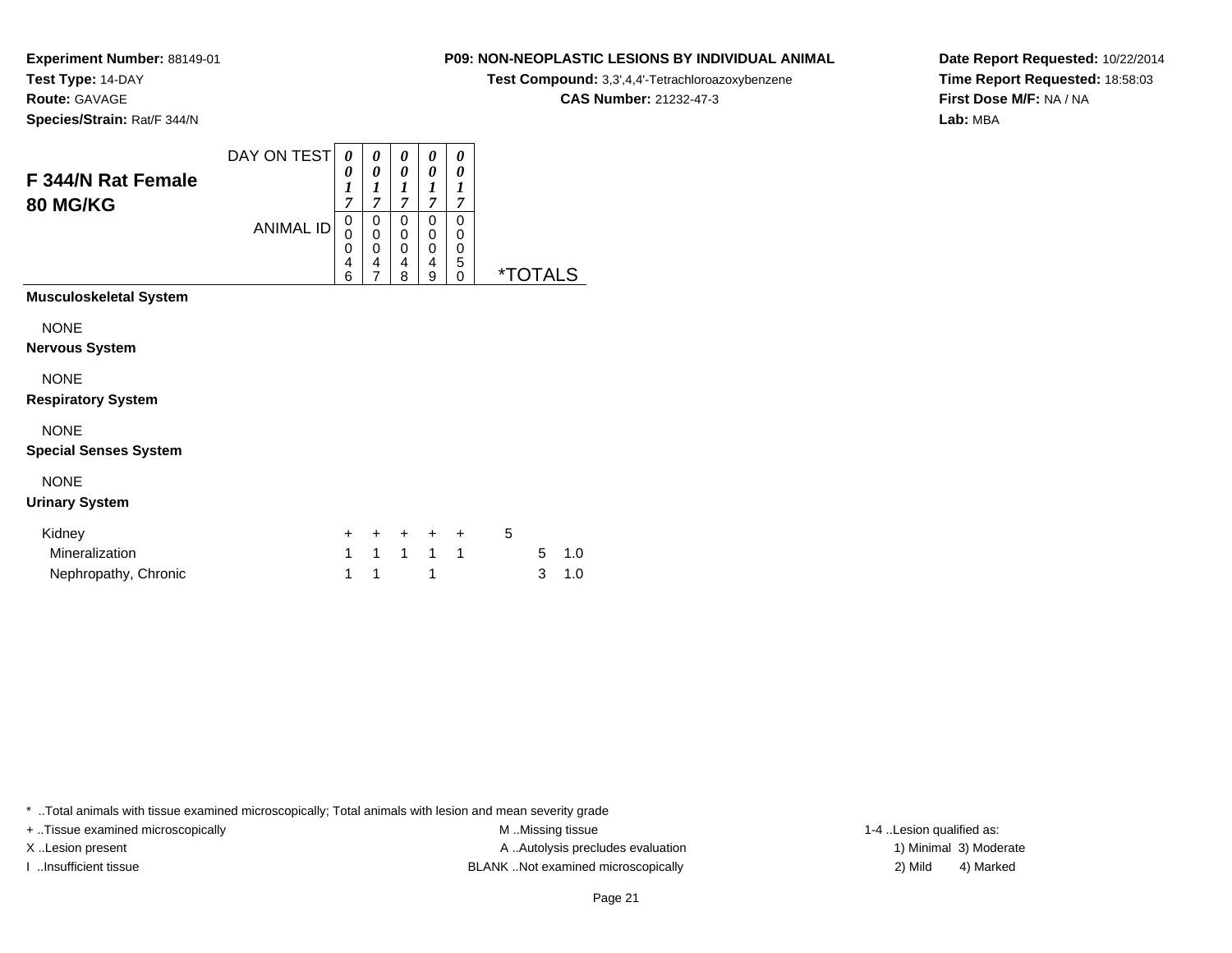**Experiment Number:** 88149-01
**Test Type:** 14-DAY
**Route:** GAVAGE
**Species/Strain:** Rat/F 344/N

**P09: NON-NEOPLASTIC LESIONS BY INDIVIDUAL ANIMAL**
**Test Compound:** 3,3',4,4'-Tetrachloroazoxybenzene
**CAS Number:** 21232-47-3

**Date Report Requested:** 10/22/2014
**Time Report Requested:** 18:58:03
**First Dose M/F:** NA / NA
**Lab:** MBA

## F 344/N Rat Female 80 MG/KG

| DAY ON TEST | 0017 | 0017 | 0017 | 0017 | 0017 | | |
|---|---|---|---|---|---|---|---|
| ANIMAL ID | 00046 | 00047 | 00048 | 00049 | 00050 | *TOTALS | |
| **Musculoskeletal System** | | | | | | | |
| NONE | | | | | | | |
| **Nervous System** | | | | | | | |
| NONE | | | | | | | |
| **Respiratory System** | | | | | | | |
| NONE | | | | | | | |
| **Special Senses System** | | | | | | | |
| NONE | | | | | | | |
| **Urinary System** | | | | | | | |
| Kidney | + | + | + | + | + | 5 | |
| Mineralization | 1 | 1 | 1 | 1 | 1 | 5 | 1.0 |
| Nephropathy, Chronic | 1 | 1 | | 1 | | 3 | 1.0 |

\* ..Total animals with tissue examined microscopically; Total animals with lesion and mean severity grade
+ ..Tissue examined microscopically
X ..Lesion present
I ..Insufficient tissue
M ..Missing tissue
A ..Autolysis precludes evaluation
BLANK ..Not examined microscopically
1-4 ..Lesion qualified as:
1) Minimal 3) Moderate
2) Mild 4) Marked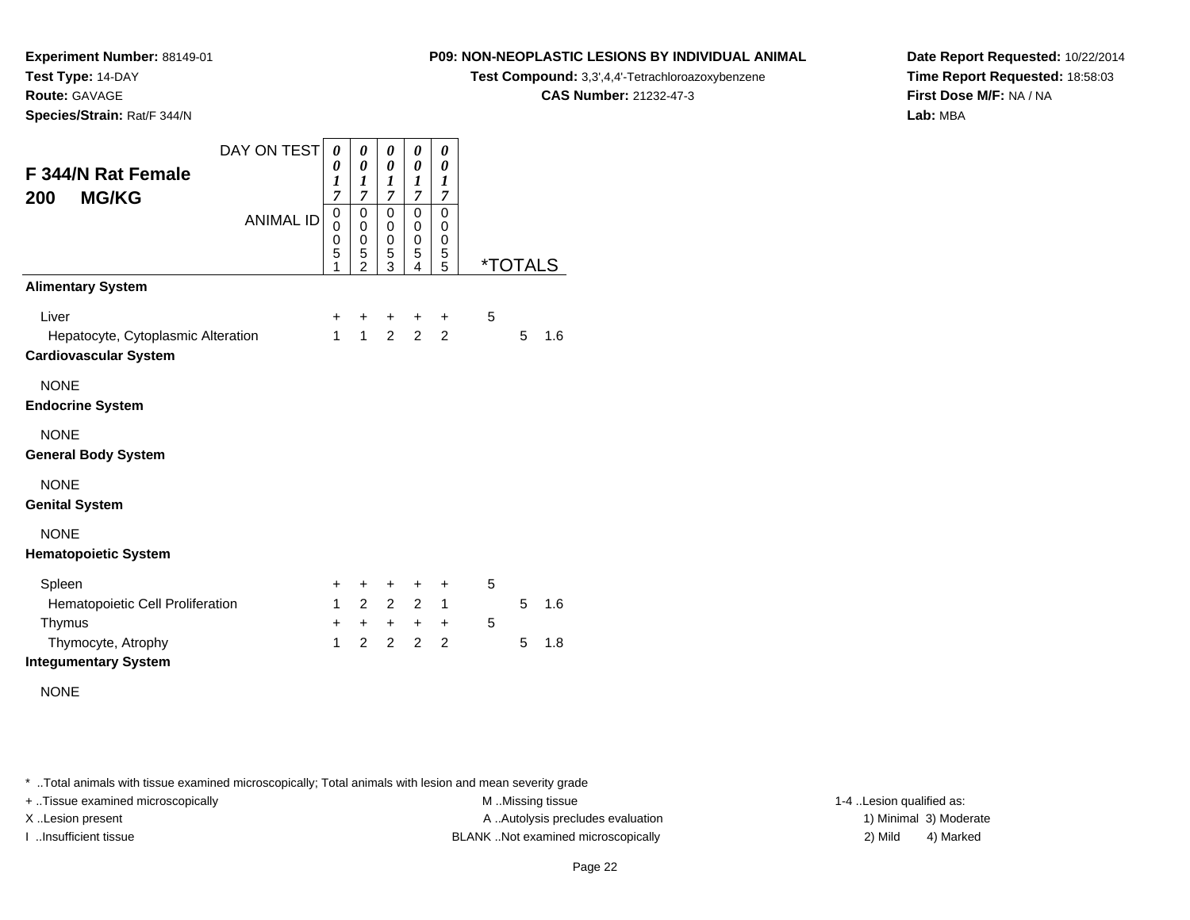**Experiment Number:** 88149-01
**Test Type:** 14-DAY
**Route:** GAVAGE
**Species/Strain:** Rat/F 344/N

**P09: NON-NEOPLASTIC LESIONS BY INDIVIDUAL ANIMAL**
**Test Compound:** 3,3',4,4'-Tetrachloroazoxybenzene
**CAS Number:** 21232-47-3

**Date Report Requested:** 10/22/2014
**Time Report Requested:** 18:58:03
**First Dose M/F:** NA / NA
**Lab:** MBA

## F 344/N Rat Female
## 200 MG/KG

| DAY ON TEST | 0017 | 0017 | 0017 | 0017 | 0017 | *TOTALS | | |
|---|---|---|---|---|---|---|---|---|
| ANIMAL ID | 00051 | 00052 | 00053 | 00054 | 00055 | | | |
| **Alimentary System** | | | | | | | | |
| Liver | + | + | + | + | + | 5 | | |
| Hepatocyte, Cytoplasmic Alteration | 1 | 1 | 2 | 2 | 2 | | 5 | 1.6 |
| **Cardiovascular System** | | | | | | | | |
| NONE | | | | | | | | |
| **Endocrine System** | | | | | | | | |
| NONE | | | | | | | | |
| **General Body System** | | | | | | | | |
| NONE | | | | | | | | |
| **Genital System** | | | | | | | | |
| NONE | | | | | | | | |
| **Hematopoietic System** | | | | | | | | |
| Spleen | + | + | + | + | + | 5 | | |
| Hematopoietic Cell Proliferation | 1 | 2 | 2 | 2 | 1 | | 5 | 1.6 |
| Thymus | + | + | + | + | + | 5 | | |
| Thymocyte, Atrophy | 1 | 2 | 2 | 2 | 2 | | 5 | 1.8 |
| **Integumentary System** | | | | | | | | |
| NONE | | | | | | | | |

* ..Total animals with tissue examined microscopically; Total animals with lesion and mean severity grade
+ ..Tissue examined microscopically
X ..Lesion present
I ..Insufficient tissue

M ..Missing tissue
A ..Autolysis precludes evaluation
BLANK ..Not examined microscopically

1-4 ..Lesion qualified as:
1) Minimal 3) Moderate
2) Mild 4) Marked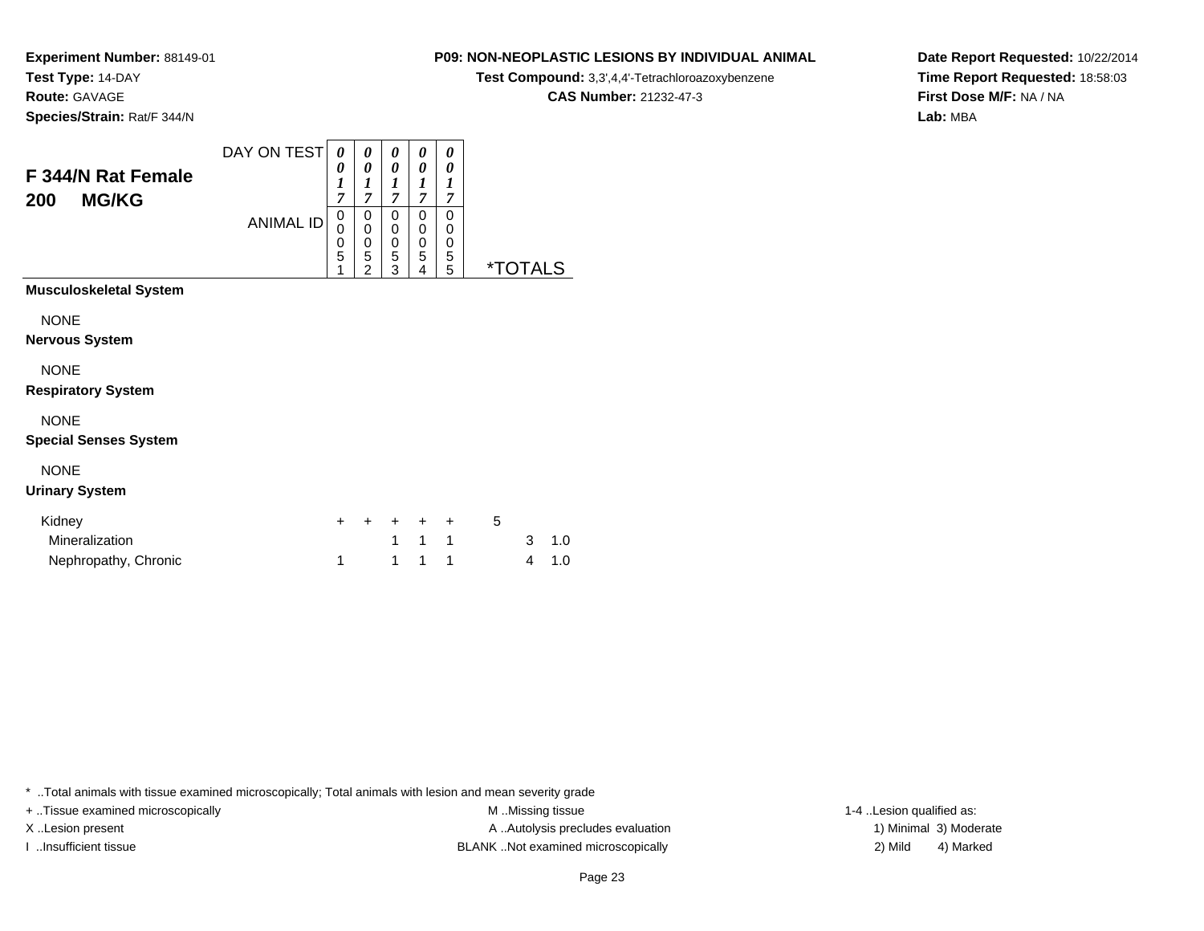**Experiment Number:** 88149-01
**Test Type:** 14-DAY
**Route:** GAVAGE
**Species/Strain:** Rat/F 344/N

**P09: NON-NEOPLASTIC LESIONS BY INDIVIDUAL ANIMAL**
**Test Compound:** 3,3',4,4'-Tetrachloroazoxybenzene
**CAS Number:** 21232-47-3

**Date Report Requested:** 10/22/2014
**Time Report Requested:** 18:58:03
**First Dose M/F:** NA / NA
**Lab:** MBA

## F 344/N Rat Female
## 200 MG/KG

| DAY ON TEST | 0017 | 0017 | 0017 | 0017 | 0017 | | |
|---|---|---|---|---|---|---|---|
| ANIMAL ID | 00051 | 00052 | 00053 | 00054 | 00055 | *TOTALS | |
| **Musculoskeletal System** | | | | | | | |
| NONE | | | | | | | |
| **Nervous System** | | | | | | | |
| NONE | | | | | | | |
| **Respiratory System** | | | | | | | |
| NONE | | | | | | | |
| **Special Senses System** | | | | | | | |
| NONE | | | | | | | |
| **Urinary System** | | | | | | | |
| Kidney | + | + | + | + | + | 5 | |
| Mineralization | | | 1 | 1 | 1 | 3 | 1.0 |
| Nephropathy, Chronic | 1 | | 1 | 1 | 1 | 4 | 1.0 |

* ..Total animals with tissue examined microscopically; Total animals with lesion and mean severity grade
+ ..Tissue examined microscopically
X ..Lesion present
I ..Insufficient tissue
M ..Missing tissue
A ..Autolysis precludes evaluation
BLANK ..Not examined microscopically
1-4 ..Lesion qualified as:
1) Minimal 3) Moderate
2) Mild 4) Marked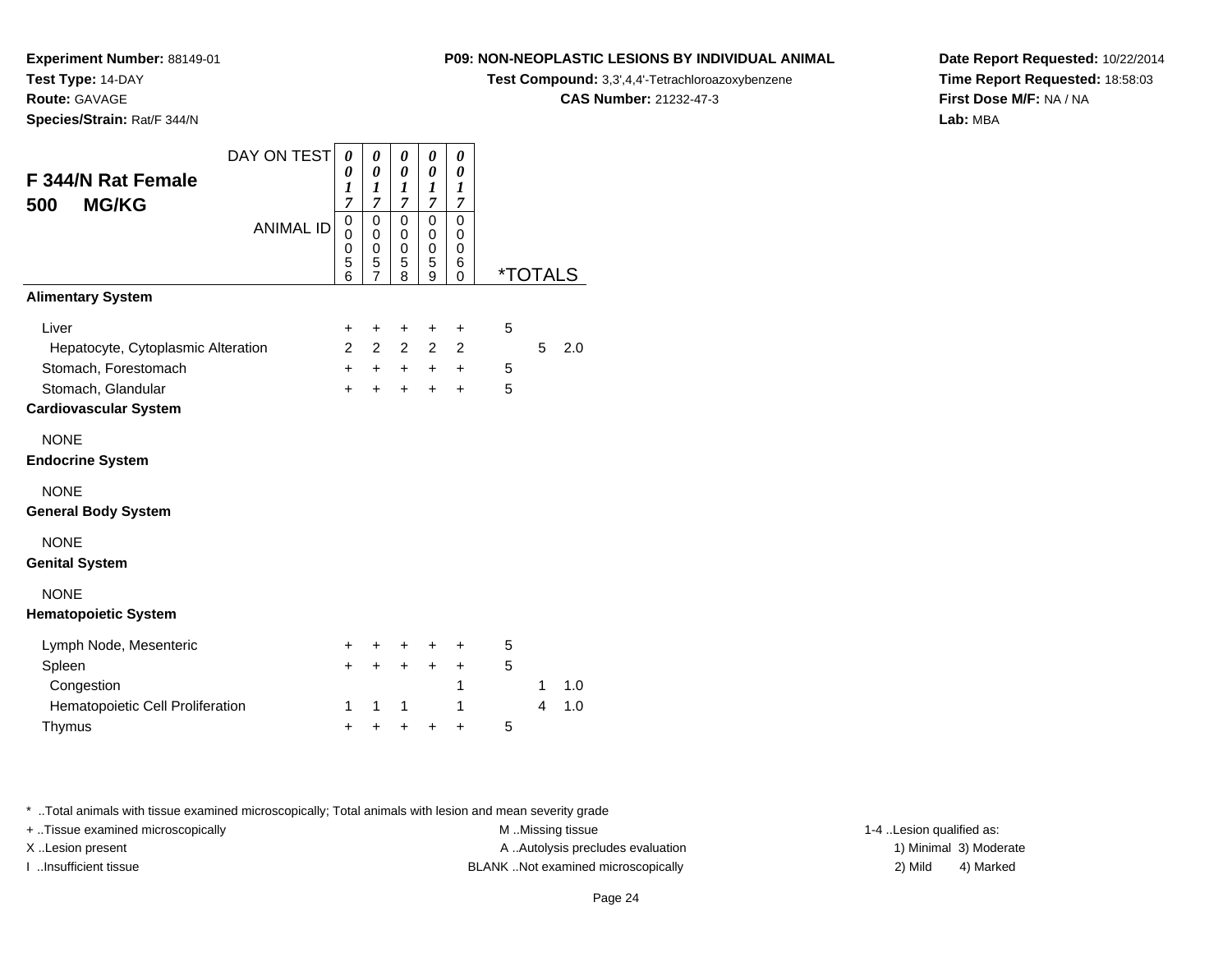**Experiment Number:** 88149-01
**Test Type:** 14-DAY
**Route:** GAVAGE
**Species/Strain:** Rat/F 344/N

**P09: NON-NEOPLASTIC LESIONS BY INDIVIDUAL ANIMAL**
**Test Compound:** 3,3',4,4'-Tetrachloroazoxybenzene
**CAS Number:** 21232-47-3

**Date Report Requested:** 10/22/2014
**Time Report Requested:** 18:58:03
**First Dose M/F:** NA / NA
**Lab:** MBA

## F 344/N Rat Female 500 MG/KG

| DAY ON TEST | 0017 | 0017 | 0017 | 0017 | 0017 | | | |
|---|---|---|---|---|---|---|---|---|
| **ANIMAL ID** | 00056 | 00057 | 00058 | 00059 | 00060 | ***TOTALS** | | |
| **Alimentary System** | | | | | | | | |
| Liver | + | + | + | + | + | 5 | | |
| Hepatocyte, Cytoplasmic Alteration | 2 | 2 | 2 | 2 | 2 | | 5 | 2.0 |
| Stomach, Forestomach | + | + | + | + | + | 5 | | |
| Stomach, Glandular | + | + | + | + | + | 5 | | |
| **Cardiovascular System** | | | | | | | | |
| NONE | | | | | | | | |
| **Endocrine System** | | | | | | | | |
| NONE | | | | | | | | |
| **General Body System** | | | | | | | | |
| NONE | | | | | | | | |
| **Genital System** | | | | | | | | |
| NONE | | | | | | | | |
| **Hematopoietic System** | | | | | | | | |
| Lymph Node, Mesenteric | + | + | + | + | + | 5 | | |
| Spleen | + | + | + | + | + | 5 | | |
| Congestion | | | | | 1 | | 1 | 1.0 |
| Hematopoietic Cell Proliferation | 1 | 1 | 1 | | 1 | | 4 | 1.0 |
| Thymus | + | + | + | + | + | 5 | | |

* ..Total animals with tissue examined microscopically; Total animals with lesion and mean severity grade

+ ..Tissue examined microscopically
X ..Lesion present
I ..Insufficient tissue

M ..Missing tissue
A ..Autolysis precludes evaluation
BLANK ..Not examined microscopically

1-4 ..Lesion qualified as:
1) Minimal 3) Moderate
2) Mild 4) Marked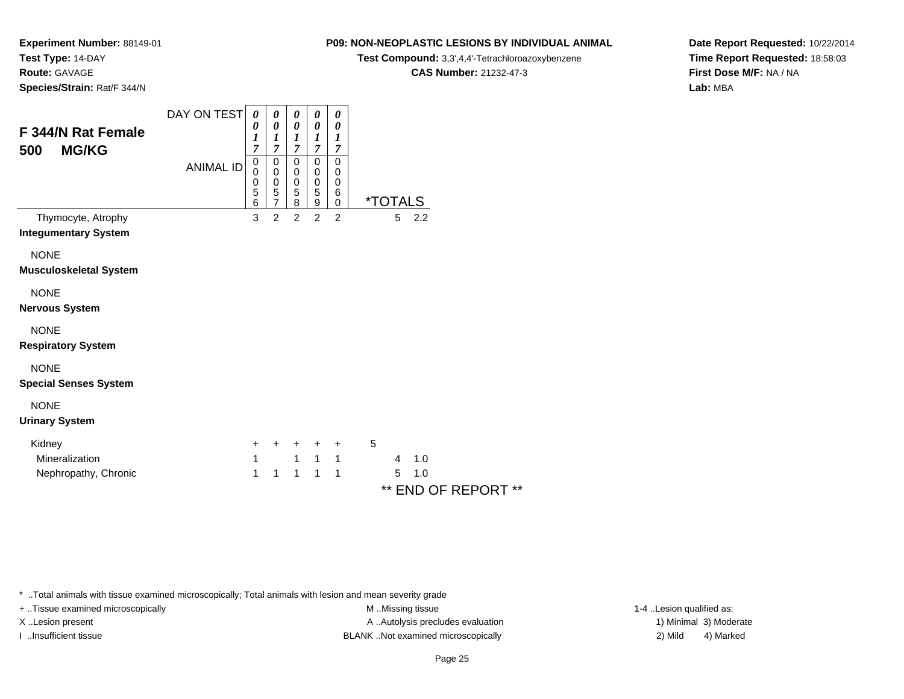**Experiment Number:** 88149-01
**Test Type:** 14-DAY
**Route:** GAVAGE
**Species/Strain:** Rat/F 344/N

**P09: NON-NEOPLASTIC LESIONS BY INDIVIDUAL ANIMAL**
**Test Compound:** 3,3',4,4'-Tetrachloroazoxybenzene
**CAS Number:** 21232-47-3

**Date Report Requested:** 10/22/2014
**Time Report Requested:** 18:58:03
**First Dose M/F:** NA / NA
**Lab:** MBA

## F 344/N Rat Female 500 MG/KG

| DAY ON TEST | 0017 | 0017 | 0017 | 0017 | 0017 | *TOTALS | |
|---|---|---|---|---|---|---|---|
| ANIMAL ID | 00056 | 00057 | 00058 | 00059 | 00060 | | |
| Thymocyte, Atrophy | 3 | 2 | 2 | 2 | 2 | 5 | 2.2 |
| **Integumentary System** | | | | | | | |
| NONE | | | | | | | |
| **Musculoskeletal System** | | | | | | | |
| NONE | | | | | | | |
| **Nervous System** | | | | | | | |
| NONE | | | | | | | |
| **Respiratory System** | | | | | | | |
| NONE | | | | | | | |
| **Special Senses System** | | | | | | | |
| NONE | | | | | | | |
| **Urinary System** | | | | | | | |
| Kidney | + | + | + | + | + | 5 | |
| Mineralization | 1 | | 1 | 1 | 1 | 4 | 1.0 |
| Nephropathy, Chronic | 1 | 1 | 1 | 1 | 1 | 5 | 1.0 |

** END OF REPORT **

* ..Total animals with tissue examined microscopically; Total animals with lesion and mean severity grade
+ ..Tissue examined microscopically
X ..Lesion present
I ..Insufficient tissue
M ..Missing tissue
A ..Autolysis precludes evaluation
BLANK ..Not examined microscopically
1-4 ..Lesion qualified as:
1) Minimal 3) Moderate
2) Mild 4) Marked